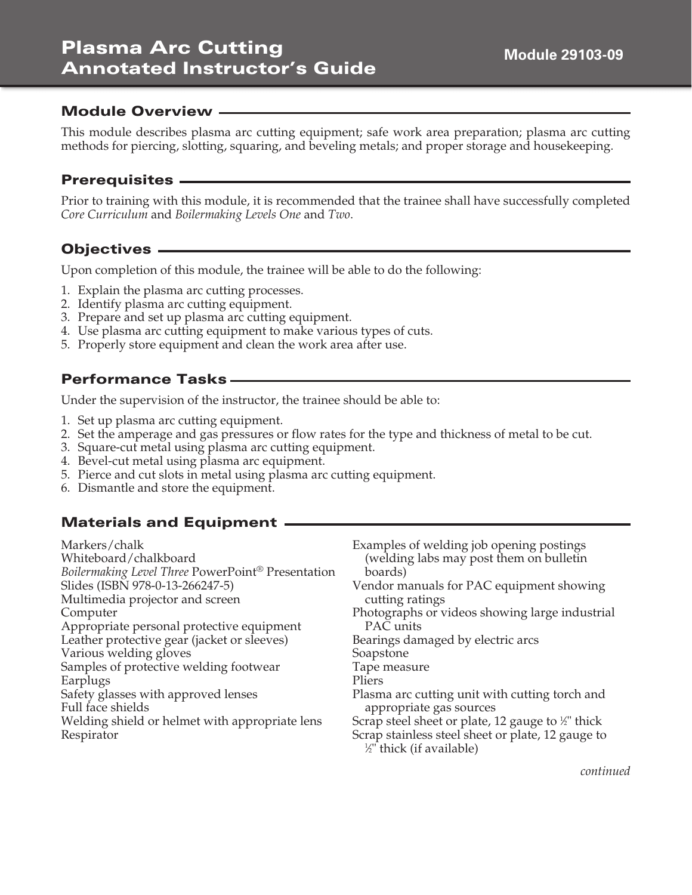# Plasma Arc Cutting Annotated Instructor's Guide

**Module 29103-09**

## Module Overview

This module describes plasma arc cutting equipment; safe work area preparation; plasma arc cutting methods for piercing, slotting, squaring, and beveling metals; and proper storage and housekeeping.

## Prerequisites

Prior to training with this module, it is recommended that the trainee shall have successfully completed *Core Curriculum* and *Boilermaking Levels One* and *Two*.

## Objectives

Upon completion of this module, the trainee will be able to do the following:

1. Explain the plasma arc cutting processes.
2. Identify plasma arc cutting equipment.
3. Prepare and set up plasma arc cutting equipment.
4. Use plasma arc cutting equipment to make various types of cuts.
5. Properly store equipment and clean the work area after use.

## Performance Tasks

Under the supervision of the instructor, the trainee should be able to:

1. Set up plasma arc cutting equipment.
2. Set the amperage and gas pressures or flow rates for the type and thickness of metal to be cut.
3. Square-cut metal using plasma arc cutting equipment.
4. Bevel-cut metal using plasma arc equipment.
5. Pierce and cut slots in metal using plasma arc cutting equipment.
6. Dismantle and store the equipment.

## Materials and Equipment

Markers/chalk
Whiteboard/chalkboard
*Boilermaking Level Three* PowerPoint® Presentation Slides (ISBN 978-0-13-266247-5)
Multimedia projector and screen
Computer
Appropriate personal protective equipment
Leather protective gear (jacket or sleeves)
Various welding gloves
Samples of protective welding footwear
Earplugs
Safety glasses with approved lenses
Full face shields
Welding shield or helmet with appropriate lens
Respirator
Examples of welding job opening postings (welding labs may post them on bulletin boards)
Vendor manuals for PAC equipment showing cutting ratings
Photographs or videos showing large industrial PAC units
Bearings damaged by electric arcs
Soapstone
Tape measure
Pliers
Plasma arc cutting unit with cutting torch and appropriate gas sources
Scrap steel sheet or plate, 12 gauge to ½" thick
Scrap stainless steel sheet or plate, 12 gauge to ½" thick (if available)

*continued*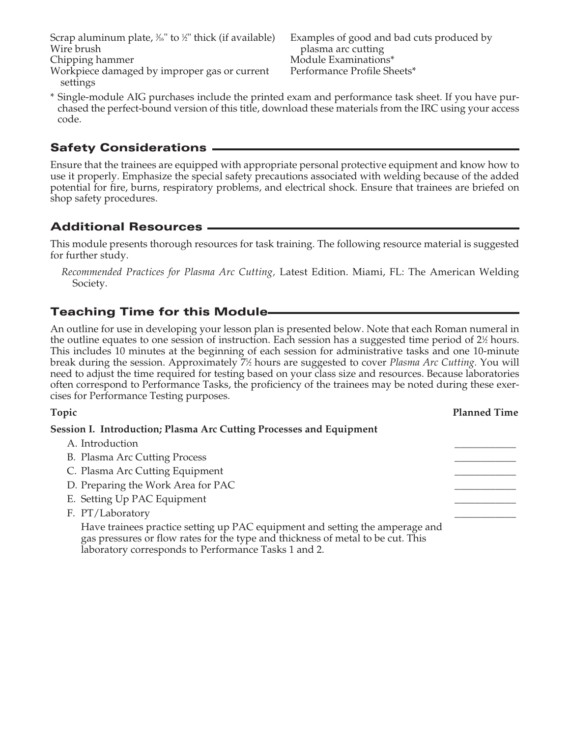- Scrap aluminum plate, ³⁄₁₆" to ½" thick (if available)
- Wire brush
- Chipping hammer
- Workpiece damaged by improper gas or current settings
- Examples of good and bad cuts produced by plasma arc cutting
- Module Examinations*
- Performance Profile Sheets*

\* Single-module AIG purchases include the printed exam and performance task sheet. If you have purchased the perfect-bound version of this title, download these materials from the IRC using your access code.

## Safety Considerations

Ensure that the trainees are equipped with appropriate personal protective equipment and know how to use it properly. Emphasize the special safety precautions associated with welding because of the added potential for fire, burns, respiratory problems, and electrical shock. Ensure that trainees are briefed on shop safety procedures.

## Additional Resources

This module presents thorough resources for task training. The following resource material is suggested for further study.

*Recommended Practices for Plasma Arc Cutting,* Latest Edition. Miami, FL: The American Welding Society.

## Teaching Time for this Module

An outline for use in developing your lesson plan is presented below. Note that each Roman numeral in the outline equates to one session of instruction. Each session has a suggested time period of 2½ hours. This includes 10 minutes at the beginning of each session for administrative tasks and one 10-minute break during the session. Approximately 7½ hours are suggested to cover *Plasma Arc Cutting.* You will need to adjust the time required for testing based on your class size and resources. Because laboratories often correspond to Performance Tasks, the proficiency of the trainees may be noted during these exercises for Performance Testing purposes.

| Topic | Planned Time |
|---|---|
| **Session I. Introduction; Plasma Arc Cutting Processes and Equipment** | |
| A. Introduction | ____________ |
| B. Plasma Arc Cutting Process | ____________ |
| C. Plasma Arc Cutting Equipment | ____________ |
| D. Preparing the Work Area for PAC | ____________ |
| E. Setting Up PAC Equipment | ____________ |
| F. PT/Laboratory | ____________ |

Have trainees practice setting up PAC equipment and setting the amperage and gas pressures or flow rates for the type and thickness of metal to be cut. This laboratory corresponds to Performance Tasks 1 and 2.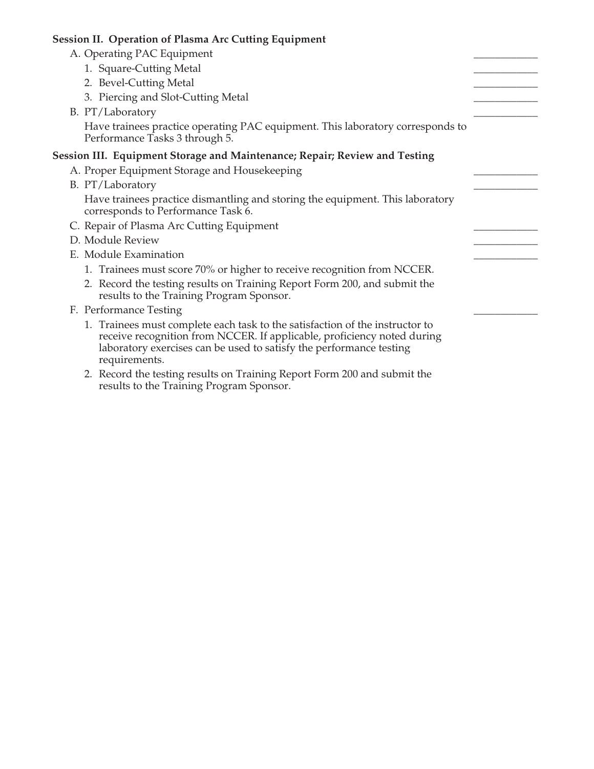**Session II. Operation of Plasma Arc Cutting Equipment**

A. Operating PAC Equipment ____________

1. Square-Cutting Metal ____________
2. Bevel-Cutting Metal ____________
3. Piercing and Slot-Cutting Metal ____________

B. PT/Laboratory ____________

Have trainees practice operating PAC equipment. This laboratory corresponds to Performance Tasks 3 through 5.

**Session III. Equipment Storage and Maintenance; Repair; Review and Testing**

A. Proper Equipment Storage and Housekeeping ____________

B. PT/Laboratory ____________

Have trainees practice dismantling and storing the equipment. This laboratory corresponds to Performance Task 6.

C. Repair of Plasma Arc Cutting Equipment ____________

D. Module Review ____________

E. Module Examination ____________

1. Trainees must score 70% or higher to receive recognition from NCCER.
2. Record the testing results on Training Report Form 200, and submit the results to the Training Program Sponsor.

F. Performance Testing ____________

1. Trainees must complete each task to the satisfaction of the instructor to receive recognition from NCCER. If applicable, proficiency noted during laboratory exercises can be used to satisfy the performance testing requirements.
2. Record the testing results on Training Report Form 200 and submit the results to the Training Program Sponsor.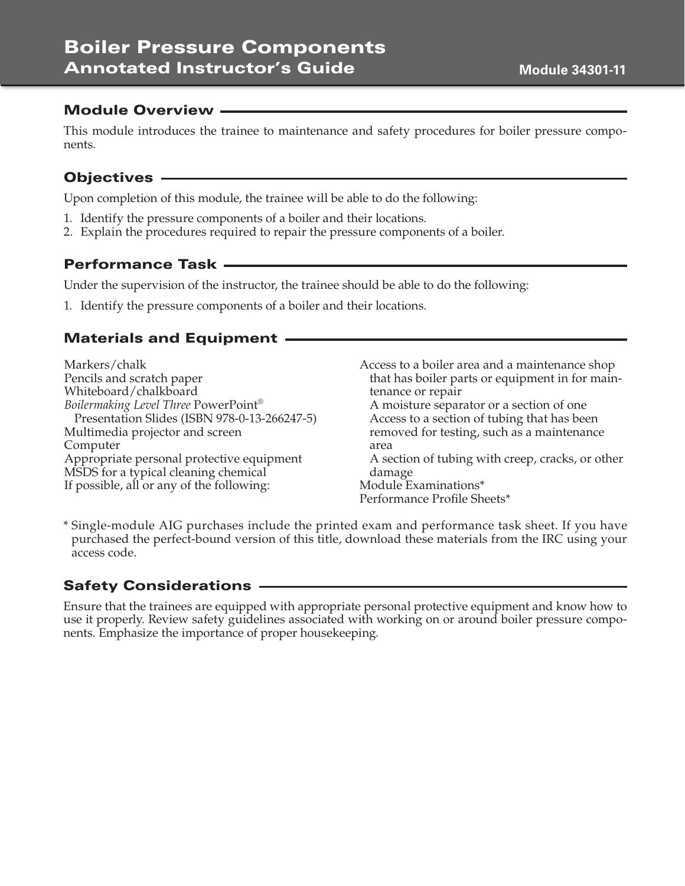# Boiler Pressure Components
## Annotated Instructor's Guide

Module 34301-11

## Module Overview

This module introduces the trainee to maintenance and safety procedures for boiler pressure components.

## Objectives

Upon completion of this module, the trainee will be able to do the following:

1. Identify the pressure components of a boiler and their locations.
2. Explain the procedures required to repair the pressure components of a boiler.

## Performance Task

Under the supervision of the instructor, the trainee should be able to do the following:

1. Identify the pressure components of a boiler and their locations.

## Materials and Equipment

Markers/chalk
Pencils and scratch paper
Whiteboard/chalkboard
*Boilermaking Level Three* PowerPoint® Presentation Slides (ISBN 978-0-13-266247-5)
Multimedia projector and screen
Computer
Appropriate personal protective equipment
MSDS for a typical cleaning chemical
If possible, all or any of the following:
- Access to a boiler area and a maintenance shop that has boiler parts or equipment in for maintenance or repair
- A moisture separator or a section of one
- Access to a section of tubing that has been removed for testing, such as a maintenance area
- A section of tubing with creep, cracks, or other damage

Module Examinations*
Performance Profile Sheets*

\* Single-module AIG purchases include the printed exam and performance task sheet. If you have purchased the perfect-bound version of this title, download these materials from the IRC using your access code.

## Safety Considerations

Ensure that the trainees are equipped with appropriate personal protective equipment and know how to use it properly. Review safety guidelines associated with working on or around boiler pressure components. Emphasize the importance of proper housekeeping.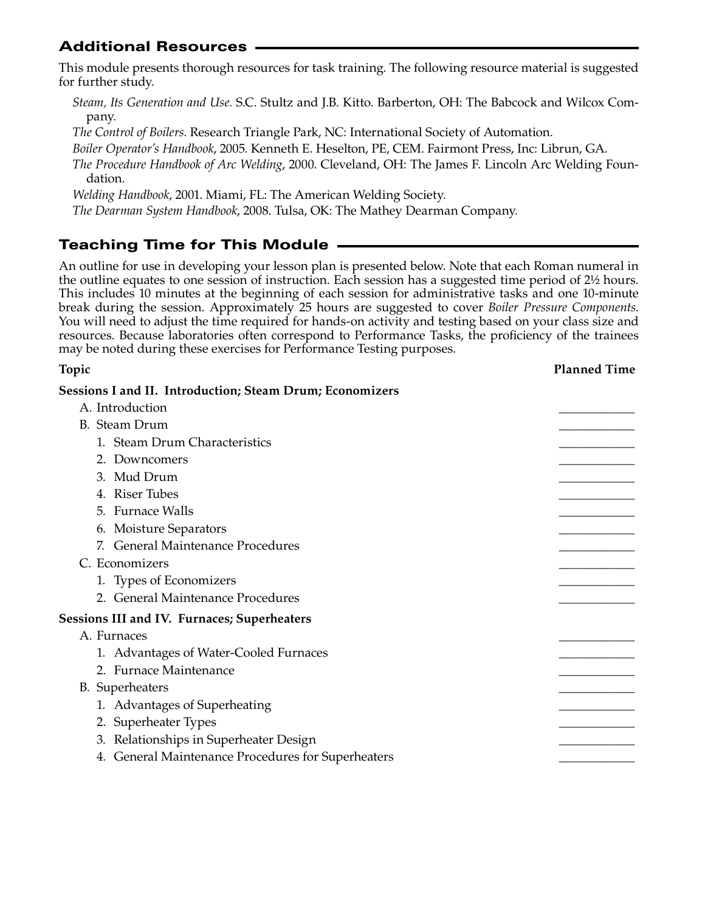## Additional Resources

This module presents thorough resources for task training. The following resource material is suggested for further study.

*Steam, Its Generation and Use*. S.C. Stultz and J.B. Kitto. Barberton, OH: The Babcock and Wilcox Company.

*The Control of Boilers*. Research Triangle Park, NC: International Society of Automation.

*Boiler Operator's Handbook*, 2005. Kenneth E. Heselton, PE, CEM. Fairmont Press, Inc: Librun, GA.

*The Procedure Handbook of Arc Welding*, 2000. Cleveland, OH: The James F. Lincoln Arc Welding Foundation.

*Welding Handbook*, 2001. Miami, FL: The American Welding Society.

*The Dearman System Handbook*, 2008. Tulsa, OK: The Mathey Dearman Company.

## Teaching Time for This Module

An outline for use in developing your lesson plan is presented below. Note that each Roman numeral in the outline equates to one session of instruction. Each session has a suggested time period of 2½ hours. This includes 10 minutes at the beginning of each session for administrative tasks and one 10-minute break during the session. Approximately 25 hours are suggested to cover *Boiler Pressure Components*. You will need to adjust the time required for hands-on activity and testing based on your class size and resources. Because laboratories often correspond to Performance Tasks, the proficiency of the trainees may be noted during these exercises for Performance Testing purposes.

| Topic | Planned Time |
|---|---|
| **Sessions I and II. Introduction; Steam Drum; Economizers** | |
| A. Introduction | ____________ |
| B. Steam Drum | ____________ |
| 1. Steam Drum Characteristics | ____________ |
| 2. Downcomers | ____________ |
| 3. Mud Drum | ____________ |
| 4. Riser Tubes | ____________ |
| 5. Furnace Walls | ____________ |
| 6. Moisture Separators | ____________ |
| 7. General Maintenance Procedures | ____________ |
| C. Economizers | ____________ |
| 1. Types of Economizers | ____________ |
| 2. General Maintenance Procedures | ____________ |
| **Sessions III and IV. Furnaces; Superheaters** | |
| A. Furnaces | ____________ |
| 1. Advantages of Water-Cooled Furnaces | ____________ |
| 2. Furnace Maintenance | ____________ |
| B. Superheaters | ____________ |
| 1. Advantages of Superheating | ____________ |
| 2. Superheater Types | ____________ |
| 3. Relationships in Superheater Design | ____________ |
| 4. General Maintenance Procedures for Superheaters | ____________ |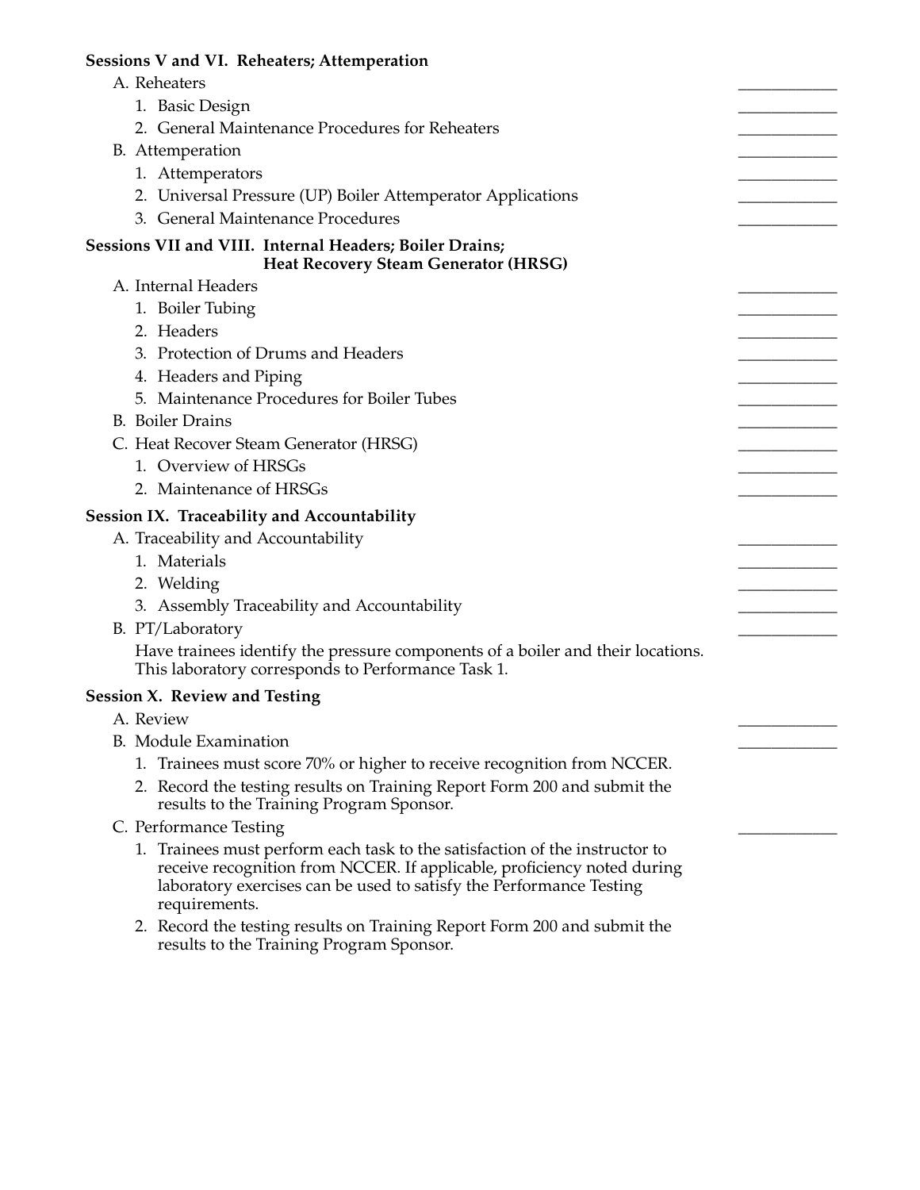**Sessions V and VI. Reheaters; Attemperation**

A. Reheaters ____________
   1. Basic Design ____________
   2. General Maintenance Procedures for Reheaters ____________

B. Attemperation ____________
   1. Attemperators ____________
   2. Universal Pressure (UP) Boiler Attemperator Applications ____________
   3. General Maintenance Procedures ____________

**Sessions VII and VIII. Internal Headers; Boiler Drains; Heat Recovery Steam Generator (HRSG)**

A. Internal Headers ____________
   1. Boiler Tubing ____________
   2. Headers ____________
   3. Protection of Drums and Headers ____________
   4. Headers and Piping ____________
   5. Maintenance Procedures for Boiler Tubes ____________

B. Boiler Drains ____________

C. Heat Recover Steam Generator (HRSG) ____________
   1. Overview of HRSGs ____________
   2. Maintenance of HRSGs ____________

**Session IX. Traceability and Accountability**

A. Traceability and Accountability ____________
   1. Materials ____________
   2. Welding ____________
   3. Assembly Traceability and Accountability ____________

B. PT/Laboratory ____________

   Have trainees identify the pressure components of a boiler and their locations. This laboratory corresponds to Performance Task 1.

**Session X. Review and Testing**

A. Review ____________

B. Module Examination ____________
   1. Trainees must score 70% or higher to receive recognition from NCCER.
   2. Record the testing results on Training Report Form 200 and submit the results to the Training Program Sponsor.

C. Performance Testing ____________
   1. Trainees must perform each task to the satisfaction of the instructor to receive recognition from NCCER. If applicable, proficiency noted during laboratory exercises can be used to satisfy the Performance Testing requirements.
   2. Record the testing results on Training Report Form 200 and submit the results to the Training Program Sponsor.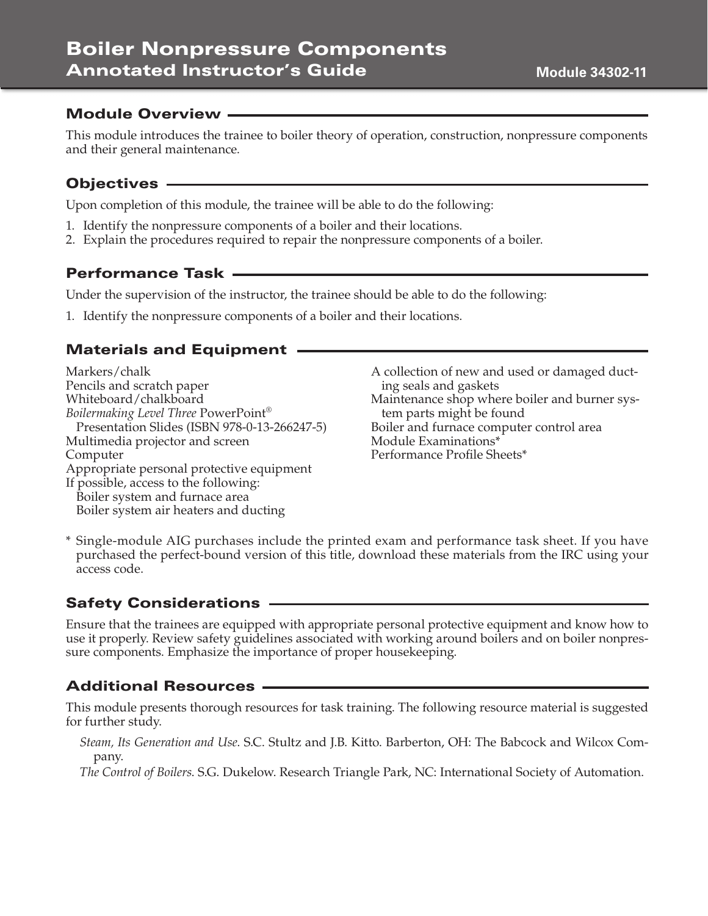# Boiler Nonpressure Components
## Annotated Instructor's Guide

**Module 34302-11**

## Module Overview

This module introduces the trainee to boiler theory of operation, construction, nonpressure components and their general maintenance.

## Objectives

Upon completion of this module, the trainee will be able to do the following:

1. Identify the nonpressure components of a boiler and their locations.
2. Explain the procedures required to repair the nonpressure components of a boiler.

## Performance Task

Under the supervision of the instructor, the trainee should be able to do the following:

1. Identify the nonpressure components of a boiler and their locations.

## Materials and Equipment

Markers/chalk
Pencils and scratch paper
Whiteboard/chalkboard
*Boilermaking Level Three* PowerPoint® Presentation Slides (ISBN 978-0-13-266247-5)
Multimedia projector and screen
Computer
Appropriate personal protective equipment
If possible, access to the following:
  Boiler system and furnace area
  Boiler system air heaters and ducting
A collection of new and used or damaged ducting seals and gaskets
Maintenance shop where boiler and burner system parts might be found
Boiler and furnace computer control area
Module Examinations*
Performance Profile Sheets*

\* Single-module AIG purchases include the printed exam and performance task sheet. If you have purchased the perfect-bound version of this title, download these materials from the IRC using your access code.

## Safety Considerations

Ensure that the trainees are equipped with appropriate personal protective equipment and know how to use it properly. Review safety guidelines associated with working around boilers and on boiler nonpressure components. Emphasize the importance of proper housekeeping.

## Additional Resources

This module presents thorough resources for task training. The following resource material is suggested for further study.

*Steam, Its Generation and Use*. S.C. Stultz and J.B. Kitto. Barberton, OH: The Babcock and Wilcox Company.

*The Control of Boilers*. S.G. Dukelow. Research Triangle Park, NC: International Society of Automation.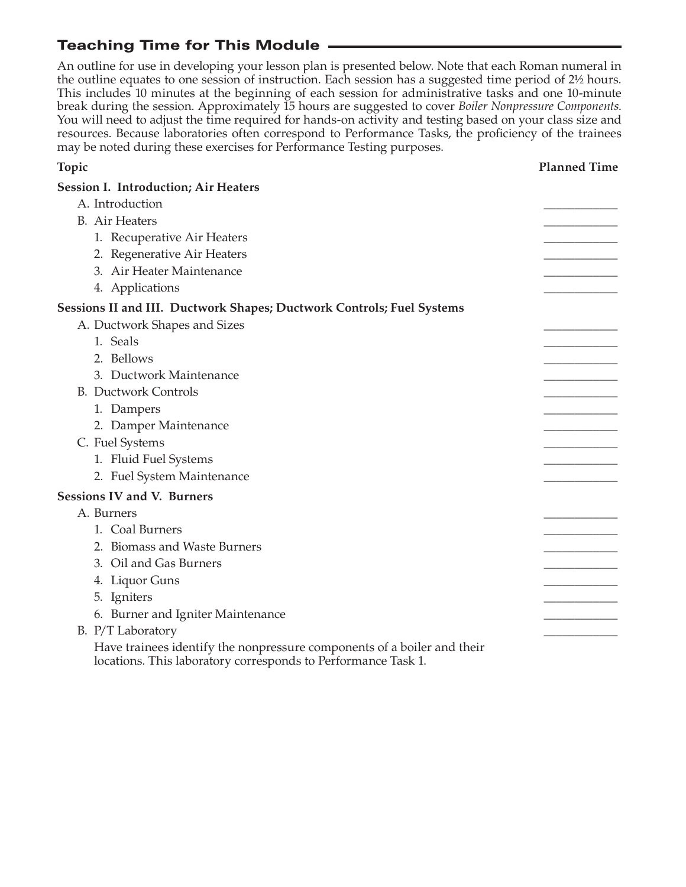## Teaching Time for This Module

An outline for use in developing your lesson plan is presented below. Note that each Roman numeral in the outline equates to one session of instruction. Each session has a suggested time period of 2½ hours. This includes 10 minutes at the beginning of each session for administrative tasks and one 10-minute break during the session. Approximately 15 hours are suggested to cover *Boiler Nonpressure Components*. You will need to adjust the time required for hands-on activity and testing based on your class size and resources. Because laboratories often correspond to Performance Tasks, the proficiency of the trainees may be noted during these exercises for Performance Testing purposes.

| Topic | Planned Time |
|---|---|
| **Session I. Introduction; Air Heaters** | |
| A. Introduction | ____________ |
| B. Air Heaters | ____________ |
| 1. Recuperative Air Heaters | ____________ |
| 2. Regenerative Air Heaters | ____________ |
| 3. Air Heater Maintenance | ____________ |
| 4. Applications | ____________ |
| **Sessions II and III. Ductwork Shapes; Ductwork Controls; Fuel Systems** | |
| A. Ductwork Shapes and Sizes | ____________ |
| 1. Seals | ____________ |
| 2. Bellows | ____________ |
| 3. Ductwork Maintenance | ____________ |
| B. Ductwork Controls | ____________ |
| 1. Dampers | ____________ |
| 2. Damper Maintenance | ____________ |
| C. Fuel Systems | ____________ |
| 1. Fluid Fuel Systems | ____________ |
| 2. Fuel System Maintenance | ____________ |
| **Sessions IV and V. Burners** | |
| A. Burners | ____________ |
| 1. Coal Burners | ____________ |
| 2. Biomass and Waste Burners | ____________ |
| 3. Oil and Gas Burners | ____________ |
| 4. Liquor Guns | ____________ |
| 5. Igniters | ____________ |
| 6. Burner and Igniter Maintenance | ____________ |
| B. P/T Laboratory<br>Have trainees identify the nonpressure components of a boiler and their locations. This laboratory corresponds to Performance Task 1. | ____________ |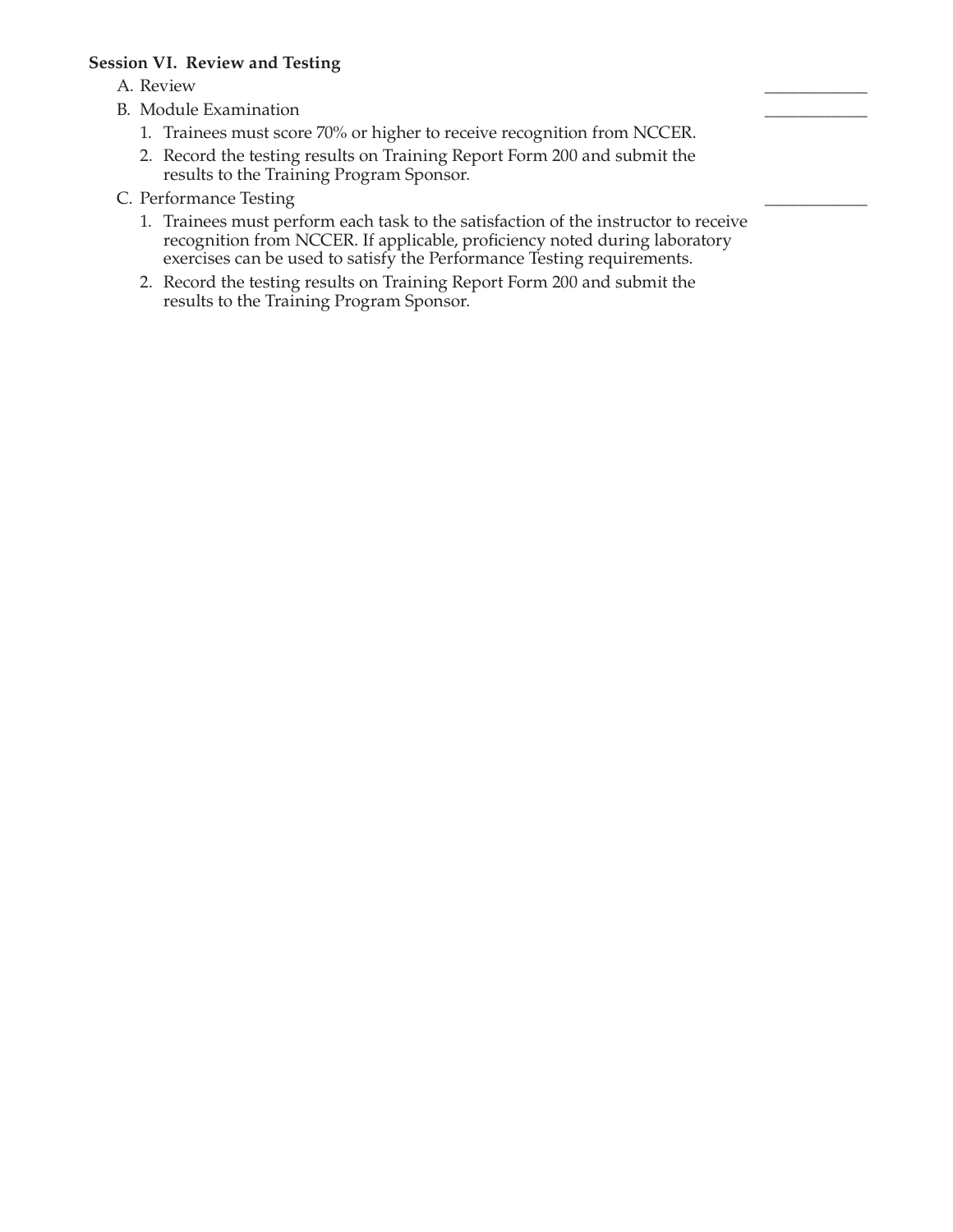**Session VI. Review and Testing**

A. Review \_\_\_\_\_\_\_\_\_\_\_\_

B. Module Examination \_\_\_\_\_\_\_\_\_\_\_\_

   1. Trainees must score 70% or higher to receive recognition from NCCER.
   2. Record the testing results on Training Report Form 200 and submit the results to the Training Program Sponsor.

C. Performance Testing \_\_\_\_\_\_\_\_\_\_\_\_

   1. Trainees must perform each task to the satisfaction of the instructor to receive recognition from NCCER. If applicable, proficiency noted during laboratory exercises can be used to satisfy the Performance Testing requirements.
   2. Record the testing results on Training Report Form 200 and submit the results to the Training Program Sponsor.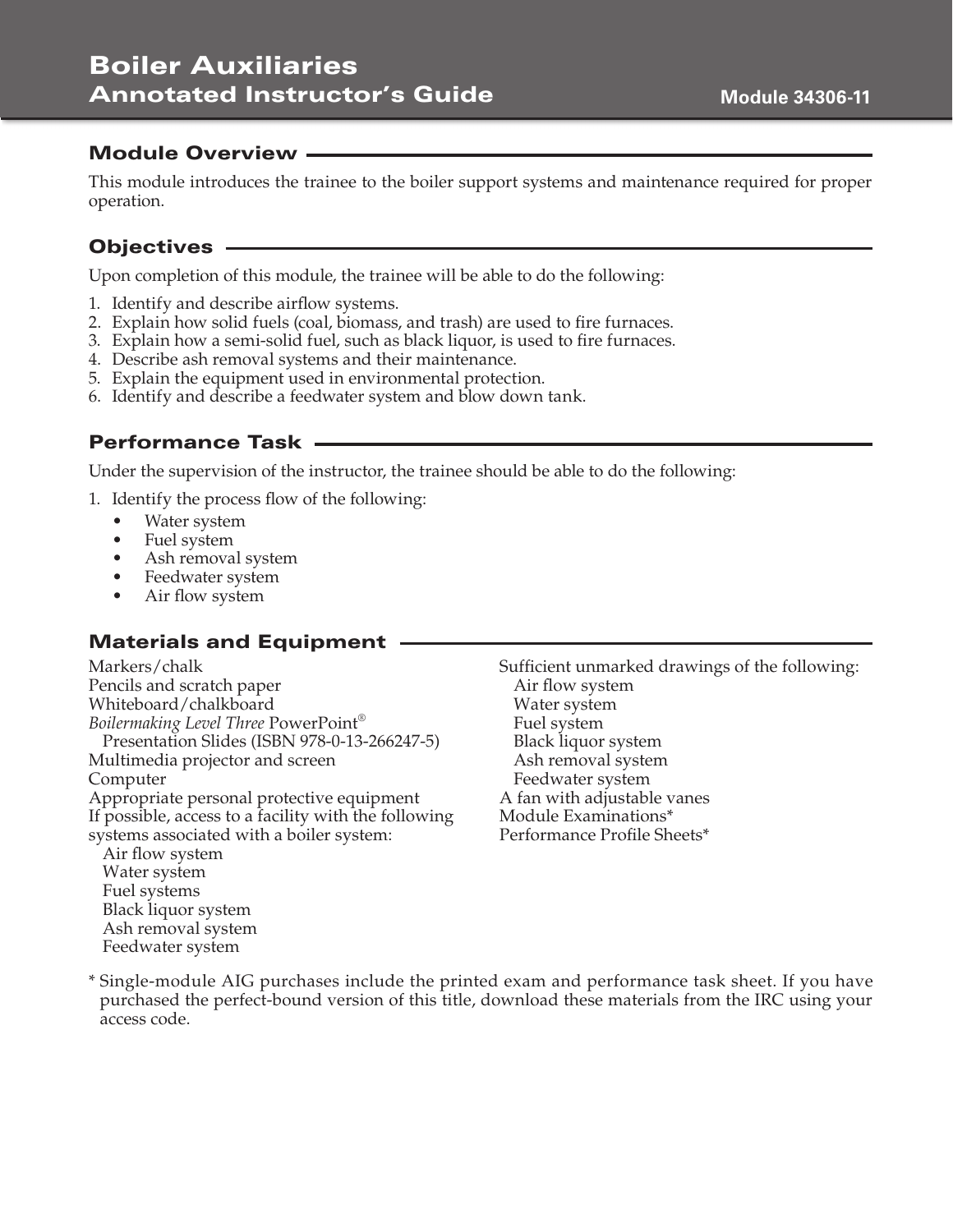# Boiler Auxiliaries
## Annotated Instructor's Guide

**Module 34306-11**

## Module Overview

This module introduces the trainee to the boiler support systems and maintenance required for proper operation.

## Objectives

Upon completion of this module, the trainee will be able to do the following:

1. Identify and describe airflow systems.
2. Explain how solid fuels (coal, biomass, and trash) are used to fire furnaces.
3. Explain how a semi-solid fuel, such as black liquor, is used to fire furnaces.
4. Describe ash removal systems and their maintenance.
5. Explain the equipment used in environmental protection.
6. Identify and describe a feedwater system and blow down tank.

## Performance Task

Under the supervision of the instructor, the trainee should be able to do the following:

1. Identify the process flow of the following:
   - Water system
   - Fuel system
   - Ash removal system
   - Feedwater system
   - Air flow system

## Materials and Equipment

Markers/chalk
Pencils and scratch paper
Whiteboard/chalkboard
*Boilermaking Level Three* PowerPoint®
  Presentation Slides (ISBN 978-0-13-266247-5)
Multimedia projector and screen
Computer
Appropriate personal protective equipment
If possible, access to a facility with the following systems associated with a boiler system:
  Air flow system
  Water system
  Fuel systems
  Black liquor system
  Ash removal system
  Feedwater system

Sufficient unmarked drawings of the following:
  Air flow system
  Water system
  Fuel system
  Black liquor system
  Ash removal system
  Feedwater system
A fan with adjustable vanes
Module Examinations*
Performance Profile Sheets*

* Single-module AIG purchases include the printed exam and performance task sheet. If you have purchased the perfect-bound version of this title, download these materials from the IRC using your access code.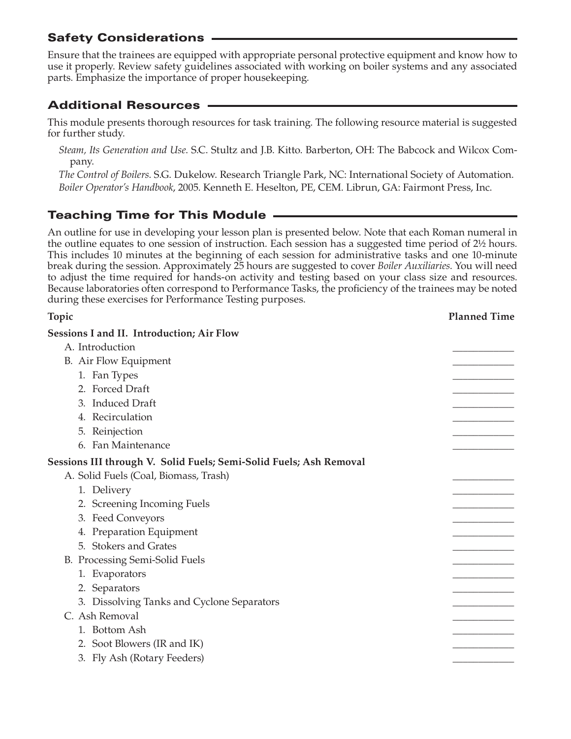## Safety Considerations

Ensure that the trainees are equipped with appropriate personal protective equipment and know how to use it properly. Review safety guidelines associated with working on boiler systems and any associated parts. Emphasize the importance of proper housekeeping.

## Additional Resources

This module presents thorough resources for task training. The following resource material is suggested for further study.

*Steam, Its Generation and Use*. S.C. Stultz and J.B. Kitto. Barberton, OH: The Babcock and Wilcox Company.

*The Control of Boilers*. S.G. Dukelow. Research Triangle Park, NC: International Society of Automation.

*Boiler Operator's Handbook*, 2005. Kenneth E. Heselton, PE, CEM. Librun, GA: Fairmont Press, Inc.

## Teaching Time for This Module

An outline for use in developing your lesson plan is presented below. Note that each Roman numeral in the outline equates to one session of instruction. Each session has a suggested time period of 2½ hours. This includes 10 minutes at the beginning of each session for administrative tasks and one 10-minute break during the session. Approximately 25 hours are suggested to cover *Boiler Auxiliaries*. You will need to adjust the time required for hands-on activity and testing based on your class size and resources. Because laboratories often correspond to Performance Tasks, the proficiency of the trainees may be noted during these exercises for Performance Testing purposes.

| Topic | Planned Time |
|---|---|
| **Sessions I and II. Introduction; Air Flow** | |
| A. Introduction | ____________ |
| B. Air Flow Equipment | ____________ |
| 1. Fan Types | ____________ |
| 2. Forced Draft | ____________ |
| 3. Induced Draft | ____________ |
| 4. Recirculation | ____________ |
| 5. Reinjection | ____________ |
| 6. Fan Maintenance | ____________ |
| **Sessions III through V. Solid Fuels; Semi-Solid Fuels; Ash Removal** | |
| A. Solid Fuels (Coal, Biomass, Trash) | ____________ |
| 1. Delivery | ____________ |
| 2. Screening Incoming Fuels | ____________ |
| 3. Feed Conveyors | ____________ |
| 4. Preparation Equipment | ____________ |
| 5. Stokers and Grates | ____________ |
| B. Processing Semi-Solid Fuels | ____________ |
| 1. Evaporators | ____________ |
| 2. Separators | ____________ |
| 3. Dissolving Tanks and Cyclone Separators | ____________ |
| C. Ash Removal | ____________ |
| 1. Bottom Ash | ____________ |
| 2. Soot Blowers (IR and IK) | ____________ |
| 3. Fly Ash (Rotary Feeders) | ____________ |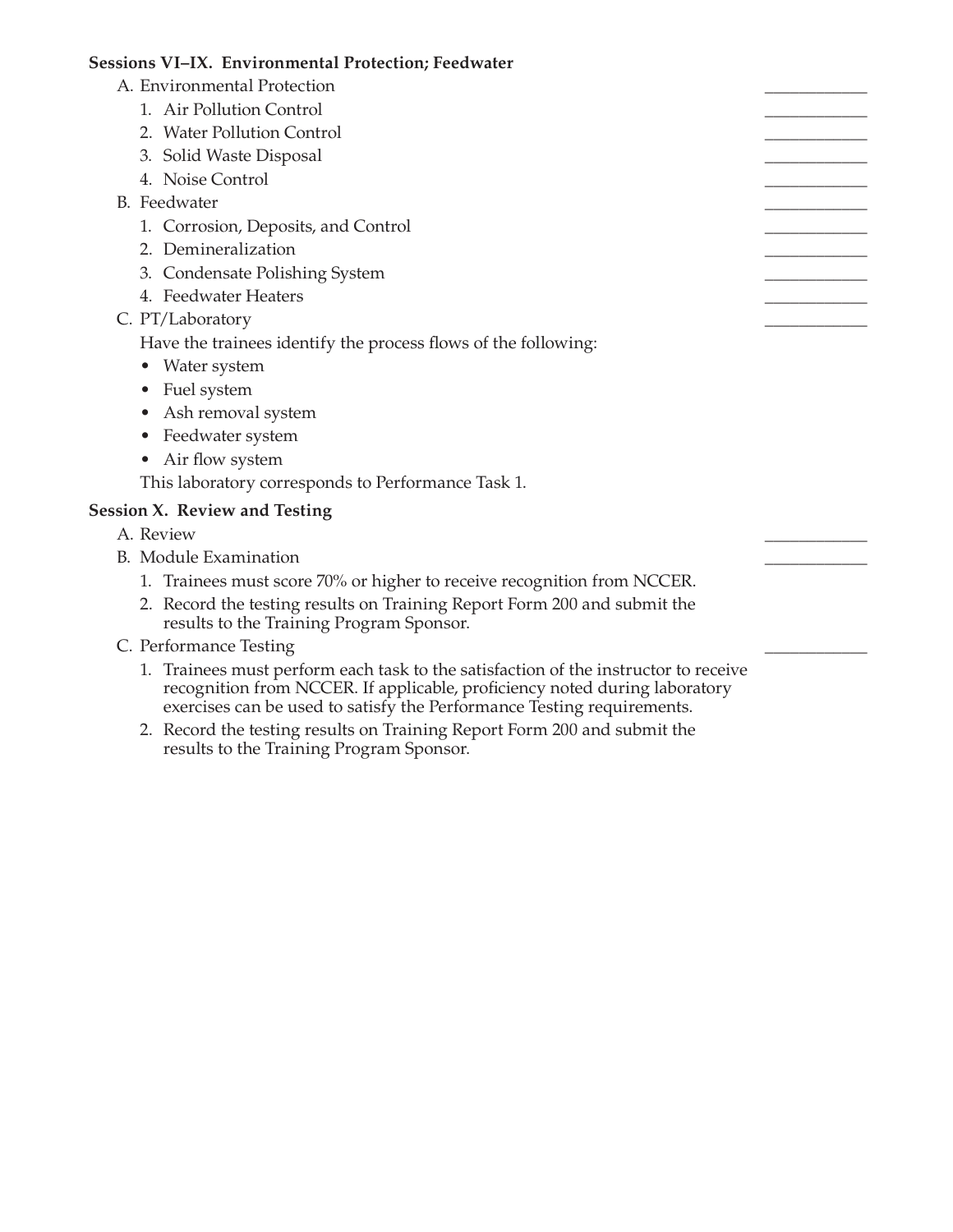**Sessions VI–IX. Environmental Protection; Feedwater**

A. Environmental Protection ____________
   1. Air Pollution Control ____________
   2. Water Pollution Control ____________
   3. Solid Waste Disposal ____________
   4. Noise Control ____________

B. Feedwater ____________
   1. Corrosion, Deposits, and Control ____________
   2. Demineralization ____________
   3. Condensate Polishing System ____________
   4. Feedwater Heaters ____________

C. PT/Laboratory ____________

   Have the trainees identify the process flows of the following:
   - Water system
   - Fuel system
   - Ash removal system
   - Feedwater system
   - Air flow system

   This laboratory corresponds to Performance Task 1.

**Session X. Review and Testing**

A. Review ____________

B. Module Examination ____________
   1. Trainees must score 70% or higher to receive recognition from NCCER.
   2. Record the testing results on Training Report Form 200 and submit the results to the Training Program Sponsor.

C. Performance Testing ____________
   1. Trainees must perform each task to the satisfaction of the instructor to receive recognition from NCCER. If applicable, proficiency noted during laboratory exercises can be used to satisfy the Performance Testing requirements.
   2. Record the testing results on Training Report Form 200 and submit the results to the Training Program Sponsor.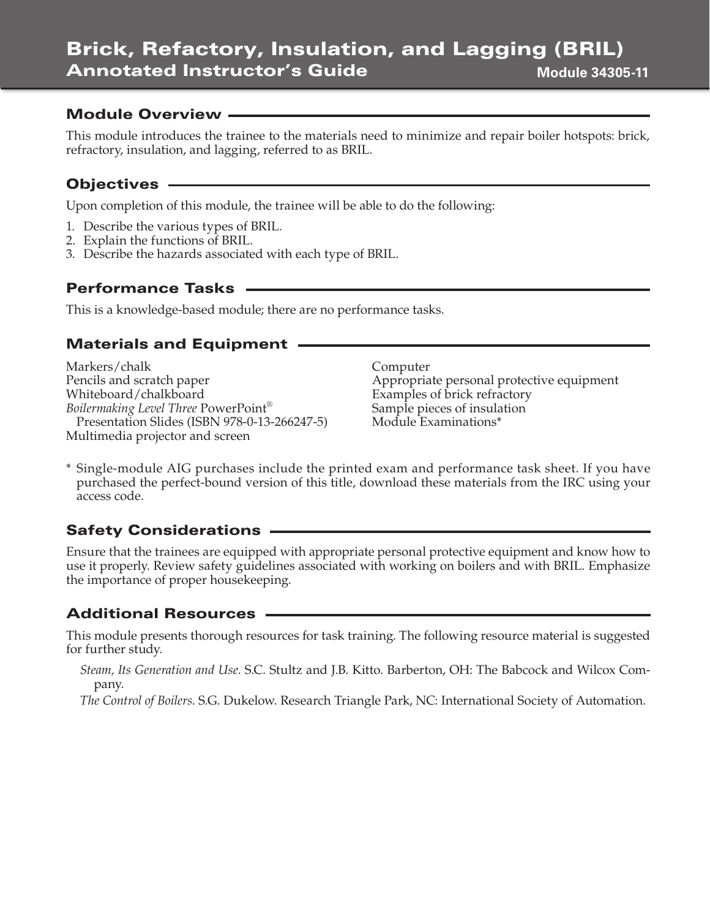# Brick, Refactory, Insulation, and Lagging (BRIL)
## Annotated Instructor's Guide

**Module 34305-11**

### Module Overview

This module introduces the trainee to the materials need to minimize and repair boiler hotspots: brick, refractory, insulation, and lagging, referred to as BRIL.

### Objectives

Upon completion of this module, the trainee will be able to do the following:

1. Describe the various types of BRIL.
2. Explain the functions of BRIL.
3. Describe the hazards associated with each type of BRIL.

### Performance Tasks

This is a knowledge-based module; there are no performance tasks.

### Materials and Equipment

Markers/chalk
Pencils and scratch paper
Whiteboard/chalkboard
*Boilermaking Level Three* PowerPoint® Presentation Slides (ISBN 978-0-13-266247-5)
Multimedia projector and screen
Computer
Appropriate personal protective equipment
Examples of brick refractory
Sample pieces of insulation
Module Examinations*

\* Single-module AIG purchases include the printed exam and performance task sheet. If you have purchased the perfect-bound version of this title, download these materials from the IRC using your access code.

### Safety Considerations

Ensure that the trainees are equipped with appropriate personal protective equipment and know how to use it properly. Review safety guidelines associated with working on boilers and with BRIL. Emphasize the importance of proper housekeeping.

### Additional Resources

This module presents thorough resources for task training. The following resource material is suggested for further study.

*Steam, Its Generation and Use.* S.C. Stultz and J.B. Kitto. Barberton, OH: The Babcock and Wilcox Company.

*The Control of Boilers.* S.G. Dukelow. Research Triangle Park, NC: International Society of Automation.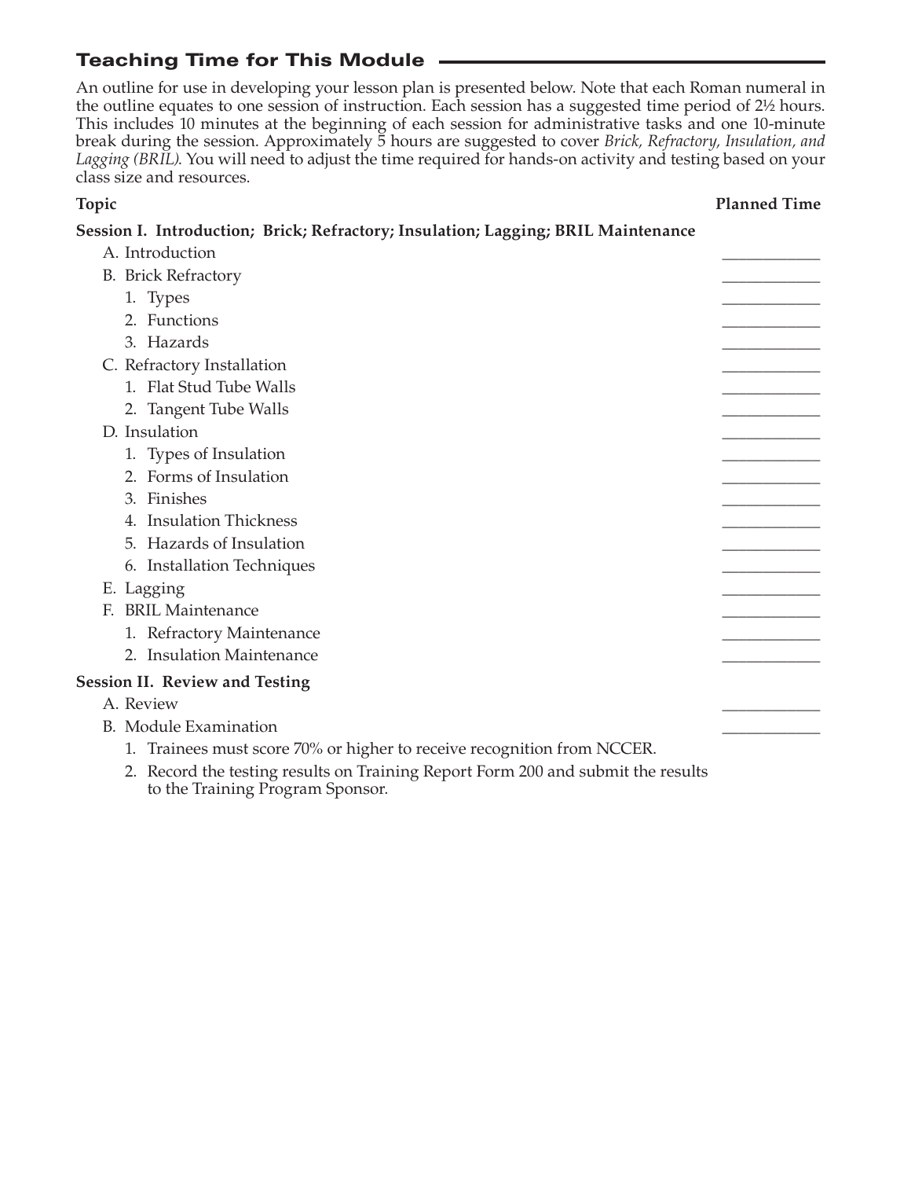## Teaching Time for This Module

An outline for use in developing your lesson plan is presented below. Note that each Roman numeral in the outline equates to one session of instruction. Each session has a suggested time period of 2½ hours. This includes 10 minutes at the beginning of each session for administrative tasks and one 10-minute break during the session. Approximately 5 hours are suggested to cover *Brick, Refractory, Insulation, and Lagging (BRIL)*. You will need to adjust the time required for hands-on activity and testing based on your class size and resources.

| Topic | Planned Time |
|---|---|
| **Session I. Introduction; Brick; Refractory; Insulation; Lagging; BRIL Maintenance** | |
| A. Introduction | ____________ |
| B. Brick Refractory | ____________ |
| 1. Types | ____________ |
| 2. Functions | ____________ |
| 3. Hazards | ____________ |
| C. Refractory Installation | ____________ |
| 1. Flat Stud Tube Walls | ____________ |
| 2. Tangent Tube Walls | ____________ |
| D. Insulation | ____________ |
| 1. Types of Insulation | ____________ |
| 2. Forms of Insulation | ____________ |
| 3. Finishes | ____________ |
| 4. Insulation Thickness | ____________ |
| 5. Hazards of Insulation | ____________ |
| 6. Installation Techniques | ____________ |
| E. Lagging | ____________ |
| F. BRIL Maintenance | ____________ |
| 1. Refractory Maintenance | ____________ |
| 2. Insulation Maintenance | ____________ |
| **Session II. Review and Testing** | |
| A. Review | ____________ |
| B. Module Examination | ____________ |

1. Trainees must score 70% or higher to receive recognition from NCCER.
2. Record the testing results on Training Report Form 200 and submit the results to the Training Program Sponsor.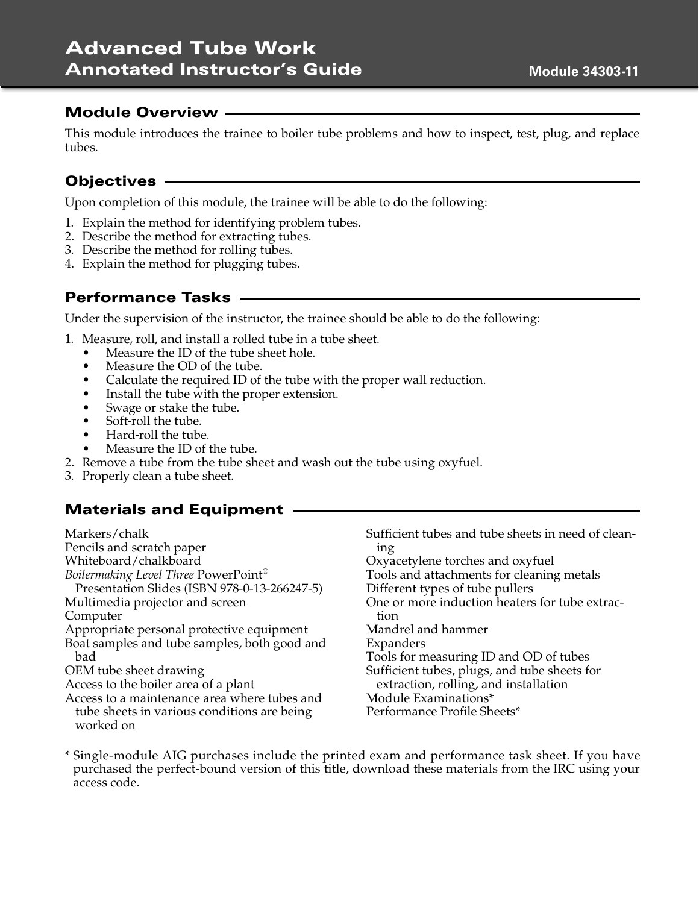# Advanced Tube Work
## Annotated Instructor's Guide

Module 34303-11

## Module Overview

This module introduces the trainee to boiler tube problems and how to inspect, test, plug, and replace tubes.

## Objectives

Upon completion of this module, the trainee will be able to do the following:

1. Explain the method for identifying problem tubes.
2. Describe the method for extracting tubes.
3. Describe the method for rolling tubes.
4. Explain the method for plugging tubes.

## Performance Tasks

Under the supervision of the instructor, the trainee should be able to do the following:

1. Measure, roll, and install a rolled tube in a tube sheet.
   - Measure the ID of the tube sheet hole.
   - Measure the OD of the tube.
   - Calculate the required ID of the tube with the proper wall reduction.
   - Install the tube with the proper extension.
   - Swage or stake the tube.
   - Soft-roll the tube.
   - Hard-roll the tube.
   - Measure the ID of the tube.
2. Remove a tube from the tube sheet and wash out the tube using oxyfuel.
3. Properly clean a tube sheet.

## Materials and Equipment

Markers/chalk
Pencils and scratch paper
Whiteboard/chalkboard
*Boilermaking Level Three* PowerPoint® Presentation Slides (ISBN 978-0-13-266247-5)
Multimedia projector and screen
Computer
Appropriate personal protective equipment
Boat samples and tube samples, both good and bad
OEM tube sheet drawing
Access to the boiler area of a plant
Access to a maintenance area where tubes and tube sheets in various conditions are being worked on
Sufficient tubes and tube sheets in need of cleaning
Oxyacetylene torches and oxyfuel
Tools and attachments for cleaning metals
Different types of tube pullers
One or more induction heaters for tube extraction
Mandrel and hammer
Expanders
Tools for measuring ID and OD of tubes
Sufficient tubes, plugs, and tube sheets for extraction, rolling, and installation
Module Examinations*
Performance Profile Sheets*

\* Single-module AIG purchases include the printed exam and performance task sheet. If you have purchased the perfect-bound version of this title, download these materials from the IRC using your access code.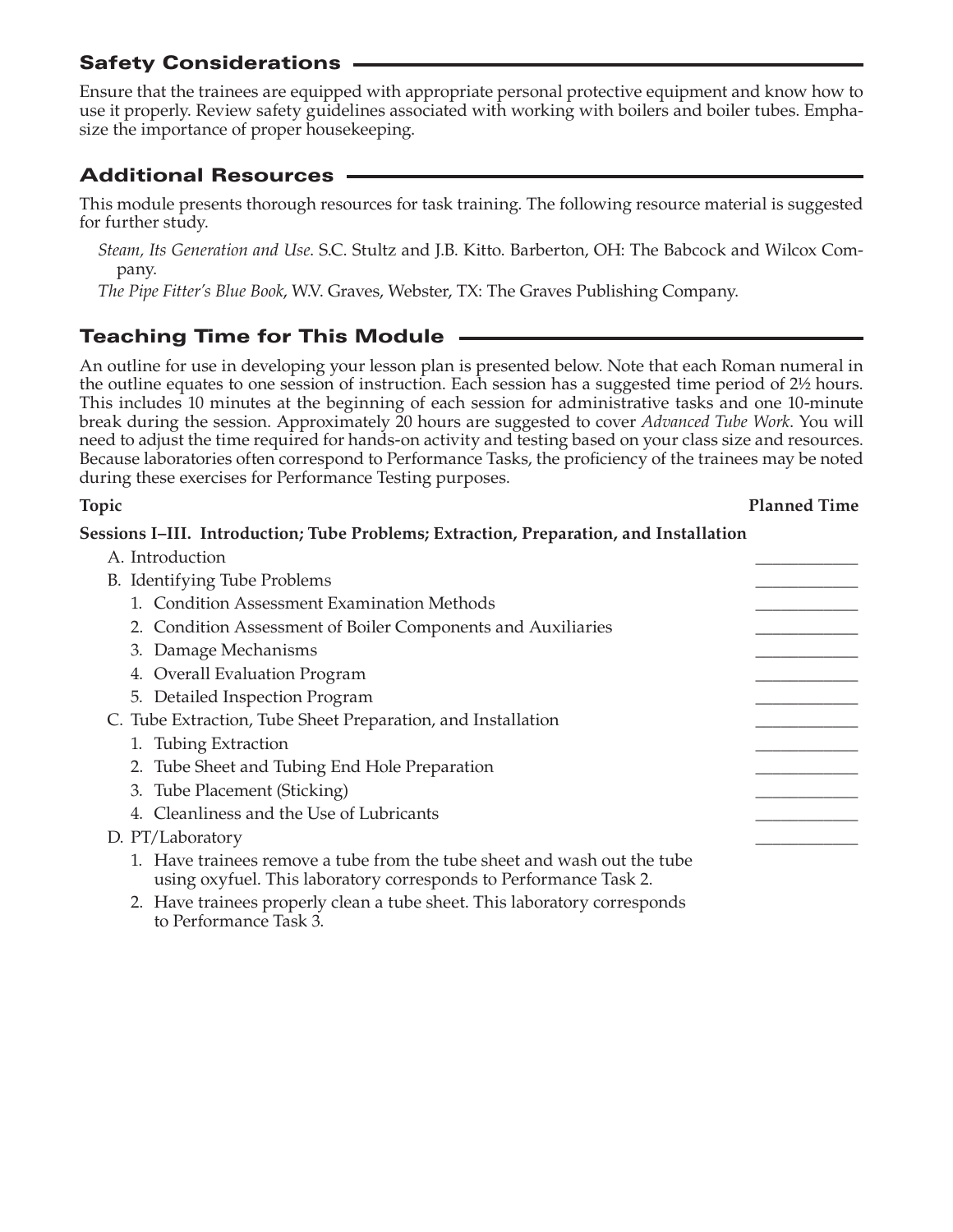## Safety Considerations

Ensure that the trainees are equipped with appropriate personal protective equipment and know how to use it properly. Review safety guidelines associated with working with boilers and boiler tubes. Emphasize the importance of proper housekeeping.

## Additional Resources

This module presents thorough resources for task training. The following resource material is suggested for further study.

*Steam, Its Generation and Use*. S.C. Stultz and J.B. Kitto. Barberton, OH: The Babcock and Wilcox Company.

*The Pipe Fitter's Blue Book*, W.V. Graves, Webster, TX: The Graves Publishing Company.

## Teaching Time for This Module

An outline for use in developing your lesson plan is presented below. Note that each Roman numeral in the outline equates to one session of instruction. Each session has a suggested time period of 2½ hours. This includes 10 minutes at the beginning of each session for administrative tasks and one 10-minute break during the session. Approximately 20 hours are suggested to cover *Advanced Tube Work*. You will need to adjust the time required for hands-on activity and testing based on your class size and resources. Because laboratories often correspond to Performance Tasks, the proficiency of the trainees may be noted during these exercises for Performance Testing purposes.

| Topic | Planned Time |
|---|---|
| **Sessions I–III. Introduction; Tube Problems; Extraction, Preparation, and Installation** | |
| A. Introduction | ____________ |
| B. Identifying Tube Problems | ____________ |
| 1. Condition Assessment Examination Methods | ____________ |
| 2. Condition Assessment of Boiler Components and Auxiliaries | ____________ |
| 3. Damage Mechanisms | ____________ |
| 4. Overall Evaluation Program | ____________ |
| 5. Detailed Inspection Program | ____________ |
| C. Tube Extraction, Tube Sheet Preparation, and Installation | ____________ |
| 1. Tubing Extraction | ____________ |
| 2. Tube Sheet and Tubing End Hole Preparation | ____________ |
| 3. Tube Placement (Sticking) | ____________ |
| 4. Cleanliness and the Use of Lubricants | ____________ |
| D. PT/Laboratory | ____________ |
| 1. Have trainees remove a tube from the tube sheet and wash out the tube using oxyfuel. This laboratory corresponds to Performance Task 2. | |
| 2. Have trainees properly clean a tube sheet. This laboratory corresponds to Performance Task 3. | |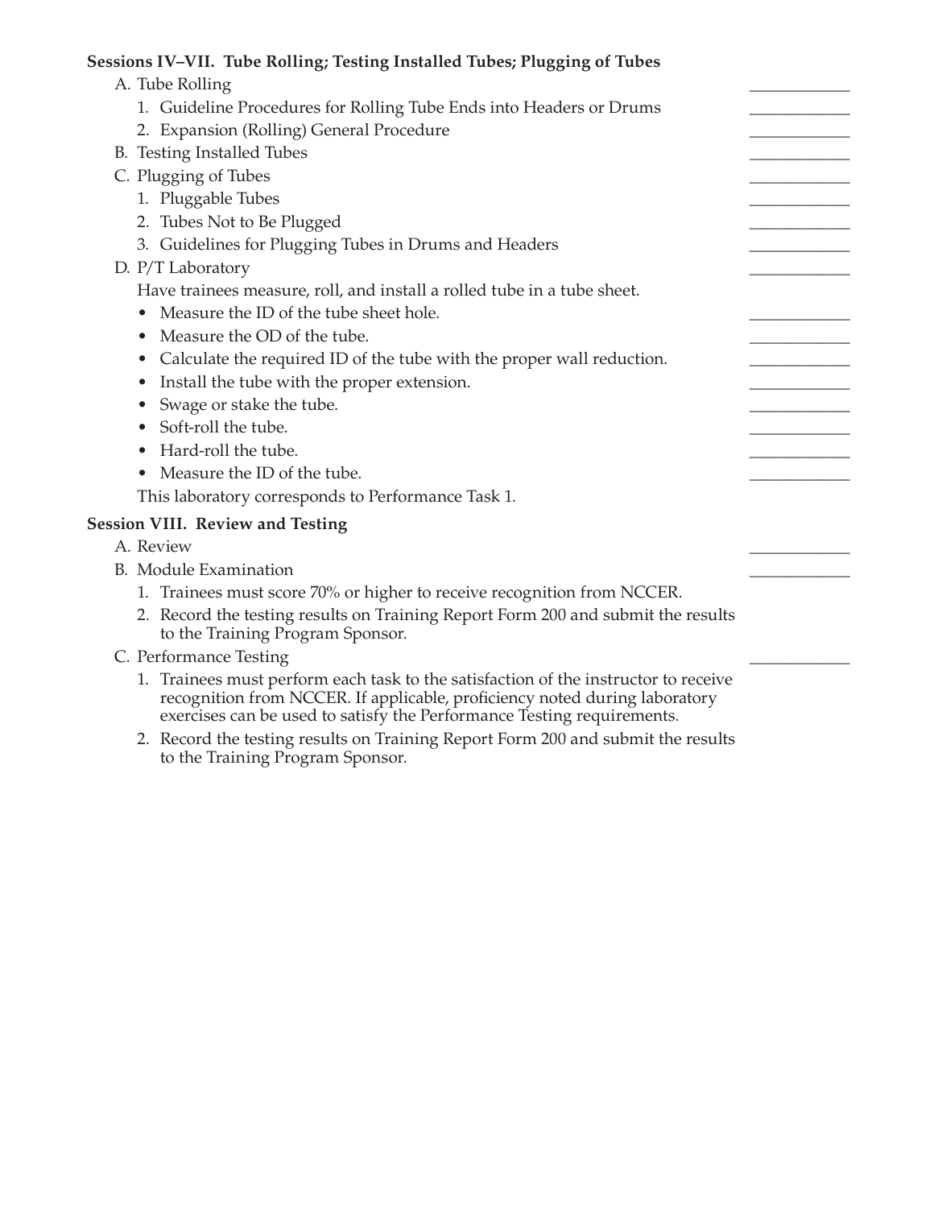**Sessions IV–VII. Tube Rolling; Testing Installed Tubes; Plugging of Tubes**

A. Tube Rolling ____________

1. Guideline Procedures for Rolling Tube Ends into Headers or Drums ____________
2. Expansion (Rolling) General Procedure ____________

B. Testing Installed Tubes ____________

C. Plugging of Tubes ____________

1. Pluggable Tubes ____________
2. Tubes Not to Be Plugged ____________
3. Guidelines for Plugging Tubes in Drums and Headers ____________

D. P/T Laboratory ____________

Have trainees measure, roll, and install a rolled tube in a tube sheet.

- Measure the ID of the tube sheet hole. ____________
- Measure the OD of the tube. ____________
- Calculate the required ID of the tube with the proper wall reduction. ____________
- Install the tube with the proper extension. ____________
- Swage or stake the tube. ____________
- Soft-roll the tube. ____________
- Hard-roll the tube. ____________
- Measure the ID of the tube. ____________

This laboratory corresponds to Performance Task 1.

**Session VIII. Review and Testing**

A. Review ____________

B. Module Examination ____________

1. Trainees must score 70% or higher to receive recognition from NCCER.
2. Record the testing results on Training Report Form 200 and submit the results to the Training Program Sponsor.

C. Performance Testing ____________

1. Trainees must perform each task to the satisfaction of the instructor to receive recognition from NCCER. If applicable, proficiency noted during laboratory exercises can be used to satisfy the Performance Testing requirements.
2. Record the testing results on Training Report Form 200 and submit the results to the Training Program Sponsor.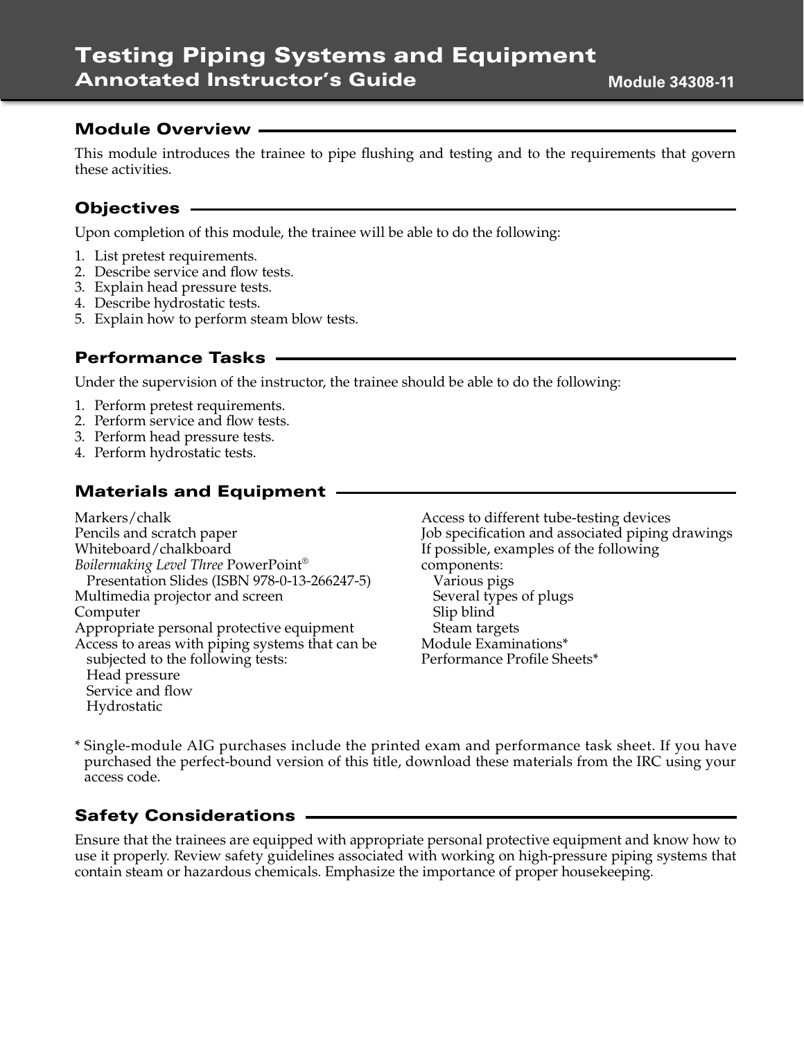# Testing Piping Systems and Equipment
## Annotated Instructor's Guide

**Module 34308-11**

## Module Overview

This module introduces the trainee to pipe flushing and testing and to the requirements that govern these activities.

## Objectives

Upon completion of this module, the trainee will be able to do the following:

1. List pretest requirements.
2. Describe service and flow tests.
3. Explain head pressure tests.
4. Describe hydrostatic tests.
5. Explain how to perform steam blow tests.

## Performance Tasks

Under the supervision of the instructor, the trainee should be able to do the following:

1. Perform pretest requirements.
2. Perform service and flow tests.
3. Perform head pressure tests.
4. Perform hydrostatic tests.

## Materials and Equipment

Markers/chalk
Pencils and scratch paper
Whiteboard/chalkboard
*Boilermaking Level Three* PowerPoint® Presentation Slides (ISBN 978-0-13-266247-5)
Multimedia projector and screen
Computer
Appropriate personal protective equipment
Access to areas with piping systems that can be subjected to the following tests:
- Head pressure
- Service and flow
- Hydrostatic

Access to different tube-testing devices
Job specification and associated piping drawings
If possible, examples of the following components:
- Various pigs
- Several types of plugs
- Slip blind
- Steam targets

Module Examinations*
Performance Profile Sheets*

* Single-module AIG purchases include the printed exam and performance task sheet. If you have purchased the perfect-bound version of this title, download these materials from the IRC using your access code.

## Safety Considerations

Ensure that the trainees are equipped with appropriate personal protective equipment and know how to use it properly. Review safety guidelines associated with working on high-pressure piping systems that contain steam or hazardous chemicals. Emphasize the importance of proper housekeeping.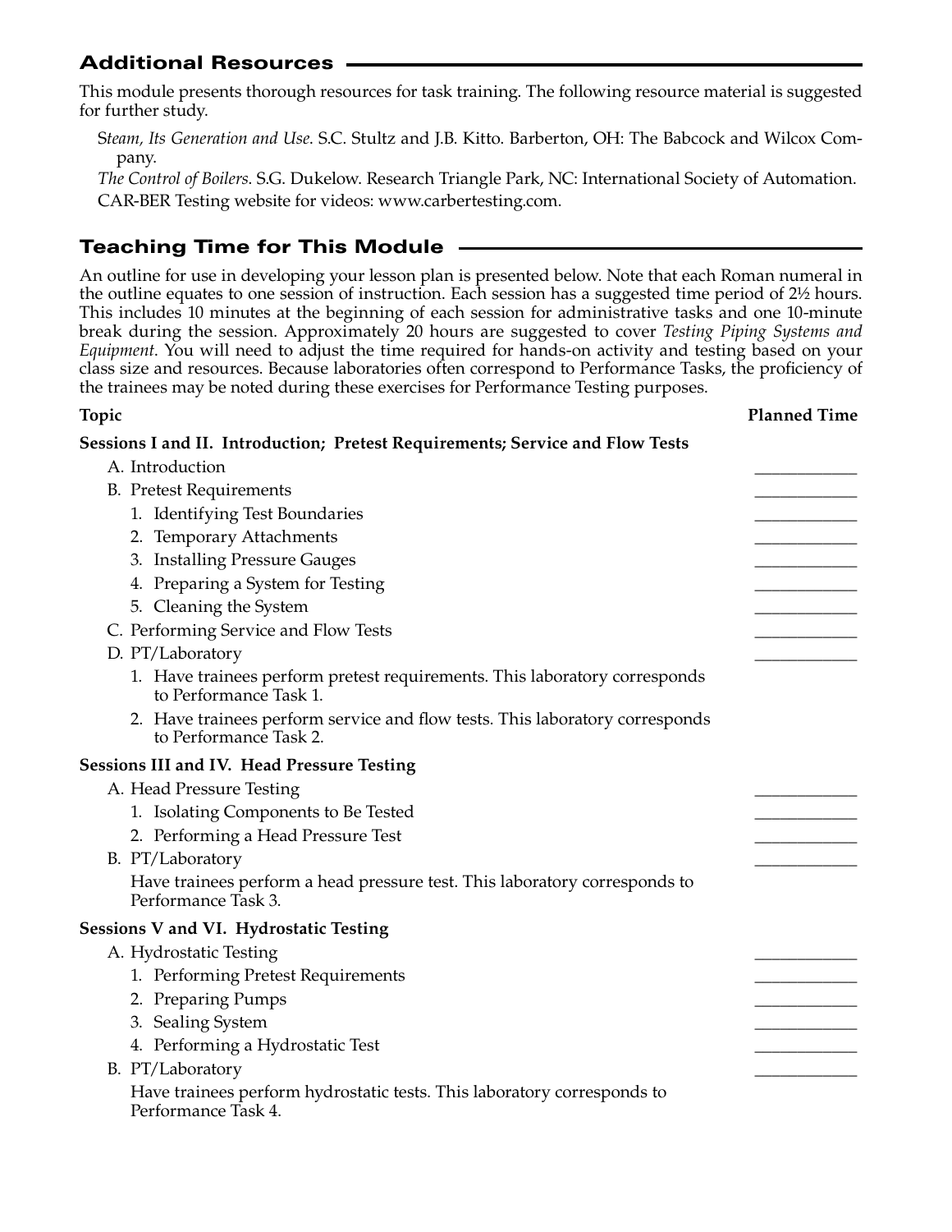## Additional Resources

This module presents thorough resources for task training. The following resource material is suggested for further study.

*Steam, Its Generation and Use*. S.C. Stultz and J.B. Kitto. Barberton, OH: The Babcock and Wilcox Company.

*The Control of Boilers*. S.G. Dukelow. Research Triangle Park, NC: International Society of Automation.

CAR-BER Testing website for videos: www.carbertesting.com.

## Teaching Time for This Module

An outline for use in developing your lesson plan is presented below. Note that each Roman numeral in the outline equates to one session of instruction. Each session has a suggested time period of 2½ hours. This includes 10 minutes at the beginning of each session for administrative tasks and one 10-minute break during the session. Approximately 20 hours are suggested to cover *Testing Piping Systems and Equipment*. You will need to adjust the time required for hands-on activity and testing based on your class size and resources. Because laboratories often correspond to Performance Tasks, the proficiency of the trainees may be noted during these exercises for Performance Testing purposes.

| Topic | Planned Time |
|---|---|
| **Sessions I and II. Introduction; Pretest Requirements; Service and Flow Tests** | |
| A. Introduction | ____________ |
| B. Pretest Requirements | ____________ |
| 1. Identifying Test Boundaries | ____________ |
| 2. Temporary Attachments | ____________ |
| 3. Installing Pressure Gauges | ____________ |
| 4. Preparing a System for Testing | ____________ |
| 5. Cleaning the System | ____________ |
| C. Performing Service and Flow Tests | ____________ |
| D. PT/Laboratory | ____________ |
| 1. Have trainees perform pretest requirements. This laboratory corresponds to Performance Task 1. | |
| 2. Have trainees perform service and flow tests. This laboratory corresponds to Performance Task 2. | |
| **Sessions III and IV. Head Pressure Testing** | |
| A. Head Pressure Testing | ____________ |
| 1. Isolating Components to Be Tested | ____________ |
| 2. Performing a Head Pressure Test | ____________ |
| B. PT/Laboratory | ____________ |
| Have trainees perform a head pressure test. This laboratory corresponds to Performance Task 3. | |
| **Sessions V and VI. Hydrostatic Testing** | |
| A. Hydrostatic Testing | ____________ |
| 1. Performing Pretest Requirements | ____________ |
| 2. Preparing Pumps | ____________ |
| 3. Sealing System | ____________ |
| 4. Performing a Hydrostatic Test | ____________ |
| B. PT/Laboratory | ____________ |
| Have trainees perform hydrostatic tests. This laboratory corresponds to Performance Task 4. | |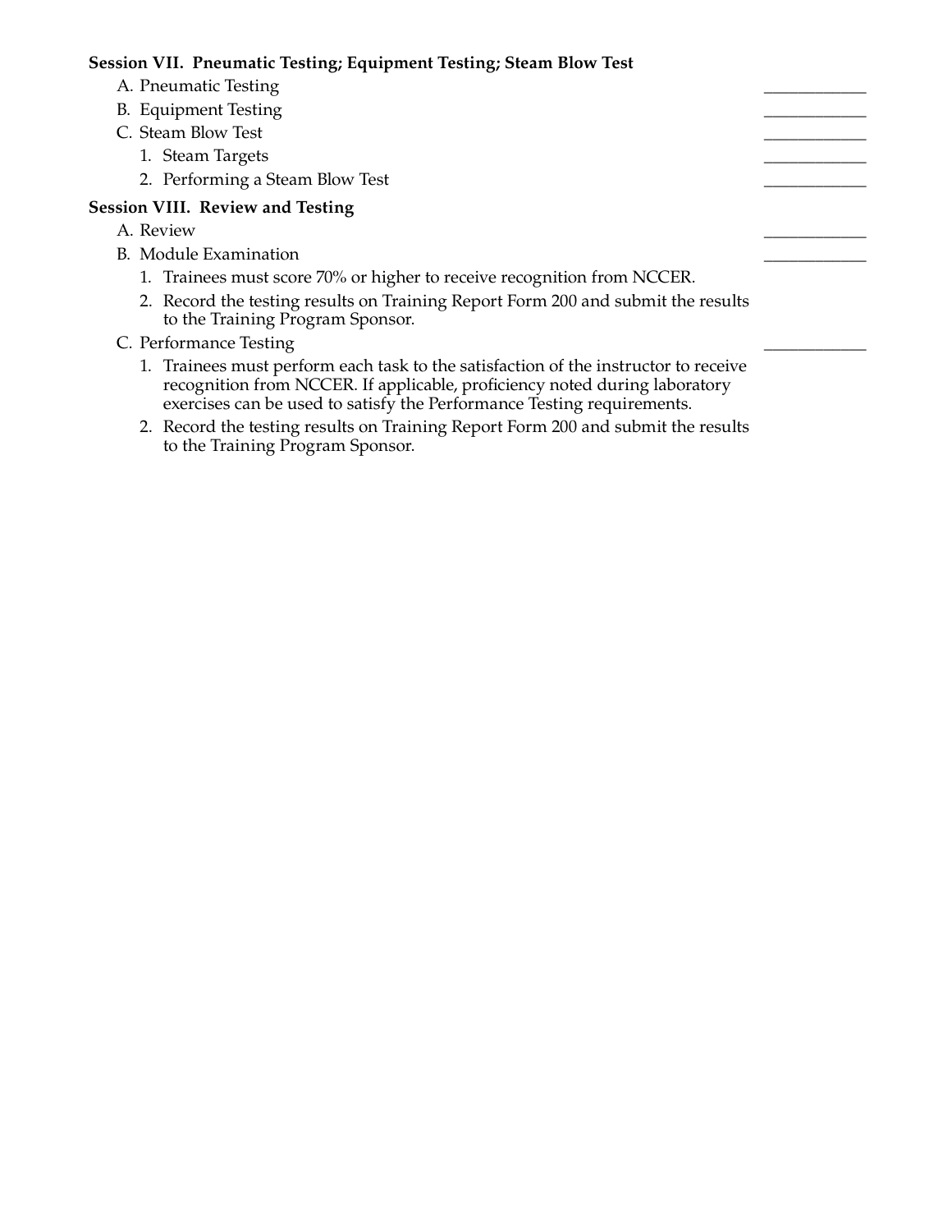**Session VII. Pneumatic Testing; Equipment Testing; Steam Blow Test**

A. Pneumatic Testing ____________

B. Equipment Testing ____________

C. Steam Blow Test ____________

1. Steam Targets ____________
2. Performing a Steam Blow Test ____________

**Session VIII. Review and Testing**

A. Review ____________

B. Module Examination ____________

1. Trainees must score 70% or higher to receive recognition from NCCER.
2. Record the testing results on Training Report Form 200 and submit the results to the Training Program Sponsor.

C. Performance Testing ____________

1. Trainees must perform each task to the satisfaction of the instructor to receive recognition from NCCER. If applicable, proficiency noted during laboratory exercises can be used to satisfy the Performance Testing requirements.
2. Record the testing results on Training Report Form 200 and submit the results to the Training Program Sponsor.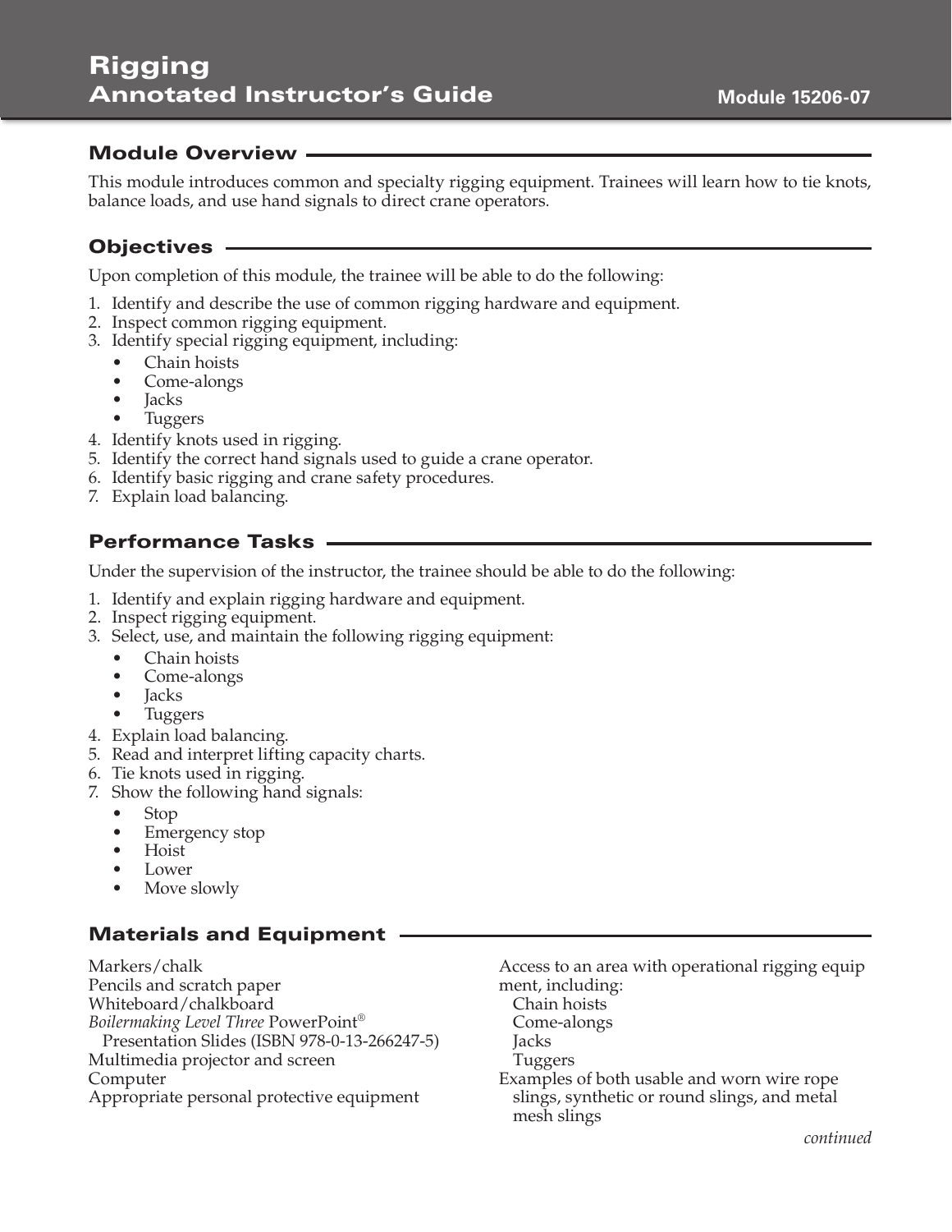# Rigging
## Annotated Instructor's Guide

Module 15206-07

## Module Overview

This module introduces common and specialty rigging equipment. Trainees will learn how to tie knots, balance loads, and use hand signals to direct crane operators.

## Objectives

Upon completion of this module, the trainee will be able to do the following:

1. Identify and describe the use of common rigging hardware and equipment.
2. Inspect common rigging equipment.
3. Identify special rigging equipment, including:
   - Chain hoists
   - Come-alongs
   - Jacks
   - Tuggers
4. Identify knots used in rigging.
5. Identify the correct hand signals used to guide a crane operator.
6. Identify basic rigging and crane safety procedures.
7. Explain load balancing.

## Performance Tasks

Under the supervision of the instructor, the trainee should be able to do the following:

1. Identify and explain rigging hardware and equipment.
2. Inspect rigging equipment.
3. Select, use, and maintain the following rigging equipment:
   - Chain hoists
   - Come-alongs
   - Jacks
   - Tuggers
4. Explain load balancing.
5. Read and interpret lifting capacity charts.
6. Tie knots used in rigging.
7. Show the following hand signals:
   - Stop
   - Emergency stop
   - Hoist
   - Lower
   - Move slowly

## Materials and Equipment

Markers/chalk
Pencils and scratch paper
Whiteboard/chalkboard
*Boilermaking Level Three* PowerPoint® Presentation Slides (ISBN 978-0-13-266247-5)
Multimedia projector and screen
Computer
Appropriate personal protective equipment
Access to an area with operational rigging equipment, including:
- Chain hoists
- Come-alongs
- Jacks
- Tuggers

Examples of both usable and worn wire rope slings, synthetic or round slings, and metal mesh slings

*continued*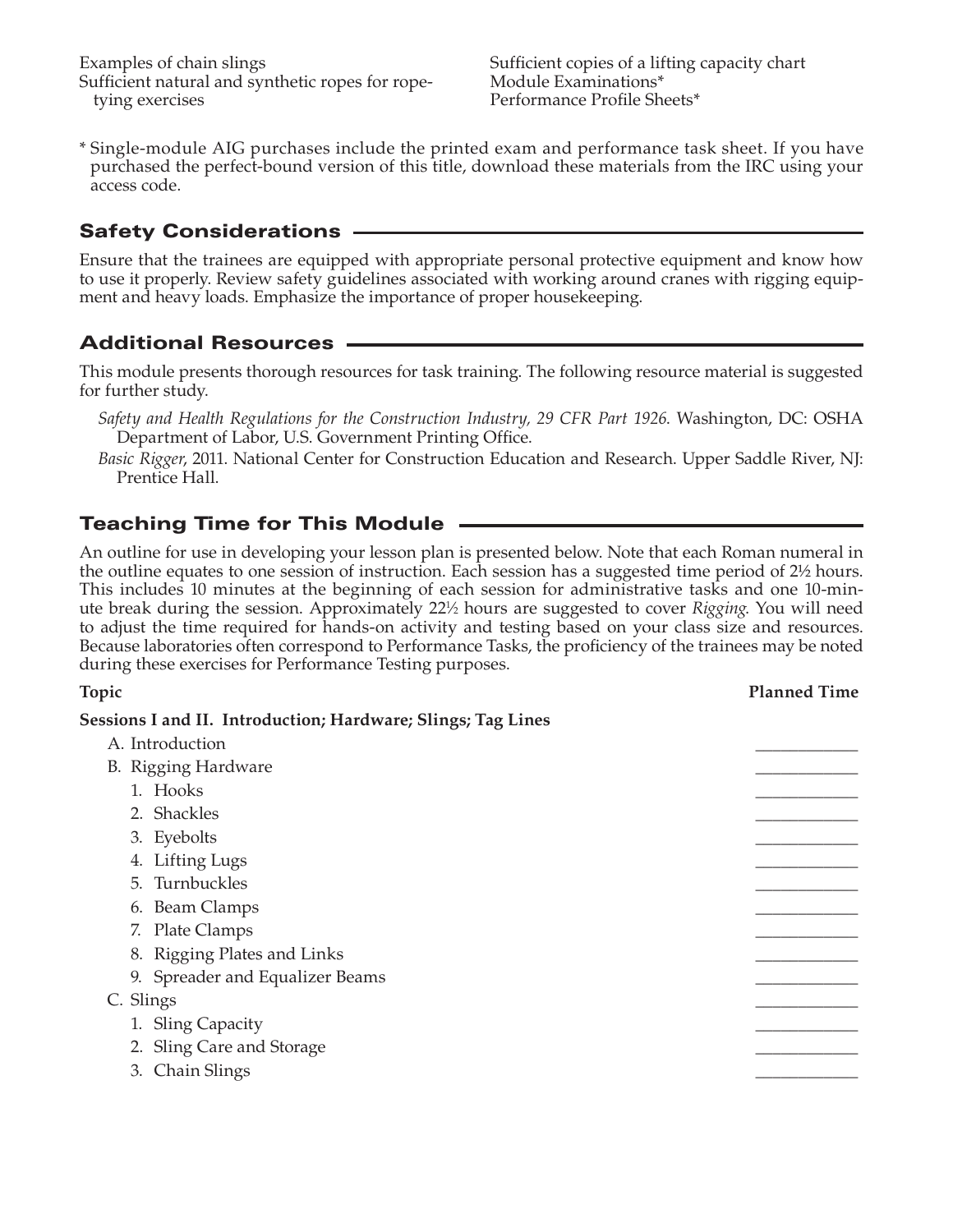Examples of chain slings
Sufficient natural and synthetic ropes for rope-tying exercises
Sufficient copies of a lifting capacity chart
Module Examinations*
Performance Profile Sheets*

\* Single-module AIG purchases include the printed exam and performance task sheet. If you have purchased the perfect-bound version of this title, download these materials from the IRC using your access code.

## Safety Considerations

Ensure that the trainees are equipped with appropriate personal protective equipment and know how to use it properly. Review safety guidelines associated with working around cranes with rigging equipment and heavy loads. Emphasize the importance of proper housekeeping.

## Additional Resources

This module presents thorough resources for task training. The following resource material is suggested for further study.

*Safety and Health Regulations for the Construction Industry, 29 CFR Part 1926*. Washington, DC: OSHA Department of Labor, U.S. Government Printing Office.

*Basic Rigger*, 2011. National Center for Construction Education and Research. Upper Saddle River, NJ: Prentice Hall.

## Teaching Time for This Module

An outline for use in developing your lesson plan is presented below. Note that each Roman numeral in the outline equates to one session of instruction. Each session has a suggested time period of 2½ hours. This includes 10 minutes at the beginning of each session for administrative tasks and one 10-minute break during the session. Approximately 22½ hours are suggested to cover *Rigging.* You will need to adjust the time required for hands-on activity and testing based on your class size and resources. Because laboratories often correspond to Performance Tasks, the proficiency of the trainees may be noted during these exercises for Performance Testing purposes.

| Topic | Planned Time |
|---|---|
| **Sessions I and II. Introduction; Hardware; Slings; Tag Lines** | |
| A. Introduction | ____________ |
| B. Rigging Hardware | ____________ |
| 1. Hooks | ____________ |
| 2. Shackles | ____________ |
| 3. Eyebolts | ____________ |
| 4. Lifting Lugs | ____________ |
| 5. Turnbuckles | ____________ |
| 6. Beam Clamps | ____________ |
| 7. Plate Clamps | ____________ |
| 8. Rigging Plates and Links | ____________ |
| 9. Spreader and Equalizer Beams | ____________ |
| C. Slings | ____________ |
| 1. Sling Capacity | ____________ |
| 2. Sling Care and Storage | ____________ |
| 3. Chain Slings | ____________ |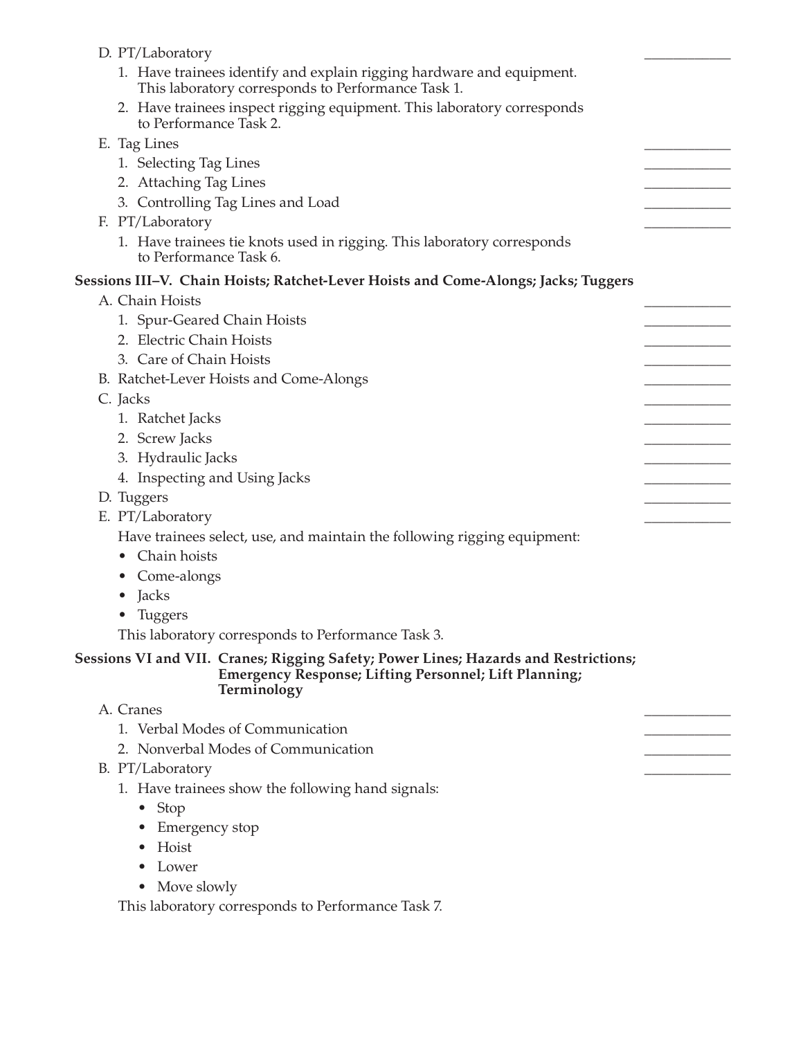D. PT/Laboratory ____________

1. Have trainees identify and explain rigging hardware and equipment. This laboratory corresponds to Performance Task 1.
2. Have trainees inspect rigging equipment. This laboratory corresponds to Performance Task 2.

E. Tag Lines ____________

1. Selecting Tag Lines ____________
2. Attaching Tag Lines ____________
3. Controlling Tag Lines and Load ____________

F. PT/Laboratory ____________

1. Have trainees tie knots used in rigging. This laboratory corresponds to Performance Task 6.

**Sessions III–V. Chain Hoists; Ratchet-Lever Hoists and Come-Alongs; Jacks; Tuggers**

A. Chain Hoists ____________

1. Spur-Geared Chain Hoists ____________
2. Electric Chain Hoists ____________
3. Care of Chain Hoists ____________

B. Ratchet-Lever Hoists and Come-Alongs ____________

C. Jacks ____________

1. Ratchet Jacks ____________
2. Screw Jacks ____________
3. Hydraulic Jacks ____________
4. Inspecting and Using Jacks ____________

D. Tuggers ____________

E. PT/Laboratory ____________

Have trainees select, use, and maintain the following rigging equipment:

- Chain hoists
- Come-alongs
- Jacks
- Tuggers

This laboratory corresponds to Performance Task 3.

**Sessions VI and VII. Cranes; Rigging Safety; Power Lines; Hazards and Restrictions; Emergency Response; Lifting Personnel; Lift Planning; Terminology**

A. Cranes ____________

1. Verbal Modes of Communication ____________
2. Nonverbal Modes of Communication ____________

B. PT/Laboratory ____________

1. Have trainees show the following hand signals:
   - Stop
   - Emergency stop
   - Hoist
   - Lower
   - Move slowly

This laboratory corresponds to Performance Task 7.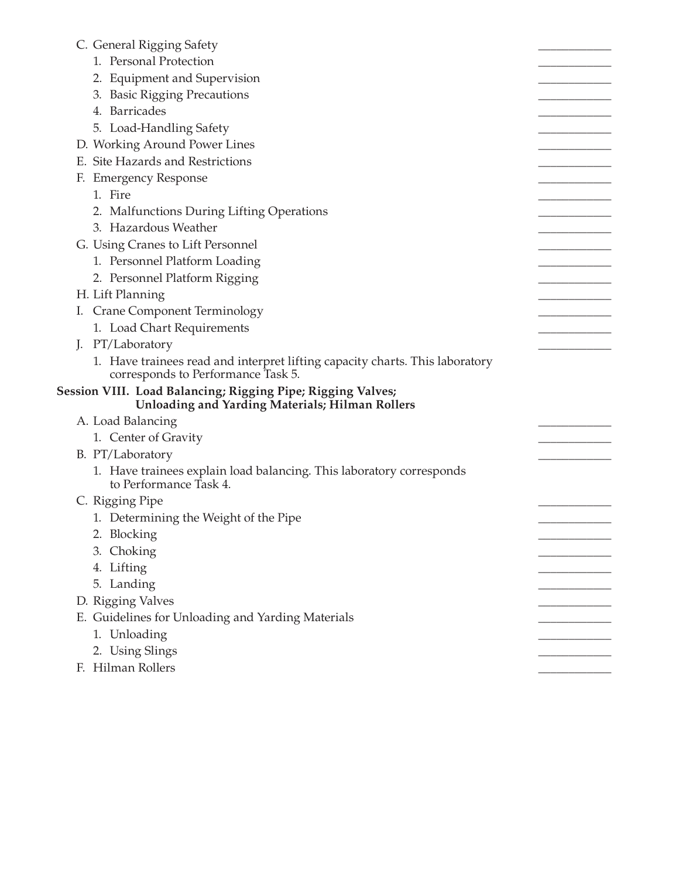- C. General Rigging Safety ____________
  1. Personal Protection ____________
  2. Equipment and Supervision ____________
  3. Basic Rigging Precautions ____________
  4. Barricades ____________
  5. Load-Handling Safety ____________
- D. Working Around Power Lines ____________
- E. Site Hazards and Restrictions ____________
- F. Emergency Response ____________
  1. Fire ____________
  2. Malfunctions During Lifting Operations ____________
  3. Hazardous Weather ____________
- G. Using Cranes to Lift Personnel ____________
  1. Personnel Platform Loading ____________
  2. Personnel Platform Rigging ____________
- H. Lift Planning ____________
- I. Crane Component Terminology ____________
  1. Load Chart Requirements ____________
- J. PT/Laboratory ____________
  1. Have trainees read and interpret lifting capacity charts. This laboratory corresponds to Performance Task 5.

**Session VIII. Load Balancing; Rigging Pipe; Rigging Valves; Unloading and Yarding Materials; Hilman Rollers**

- A. Load Balancing ____________
  1. Center of Gravity ____________
- B. PT/Laboratory ____________
  1. Have trainees explain load balancing. This laboratory corresponds to Performance Task 4.
- C. Rigging Pipe ____________
  1. Determining the Weight of the Pipe ____________
  2. Blocking ____________
  3. Choking ____________
  4. Lifting ____________
  5. Landing ____________
- D. Rigging Valves ____________
- E. Guidelines for Unloading and Yarding Materials ____________
  1. Unloading ____________
  2. Using Slings ____________
- F. Hilman Rollers ____________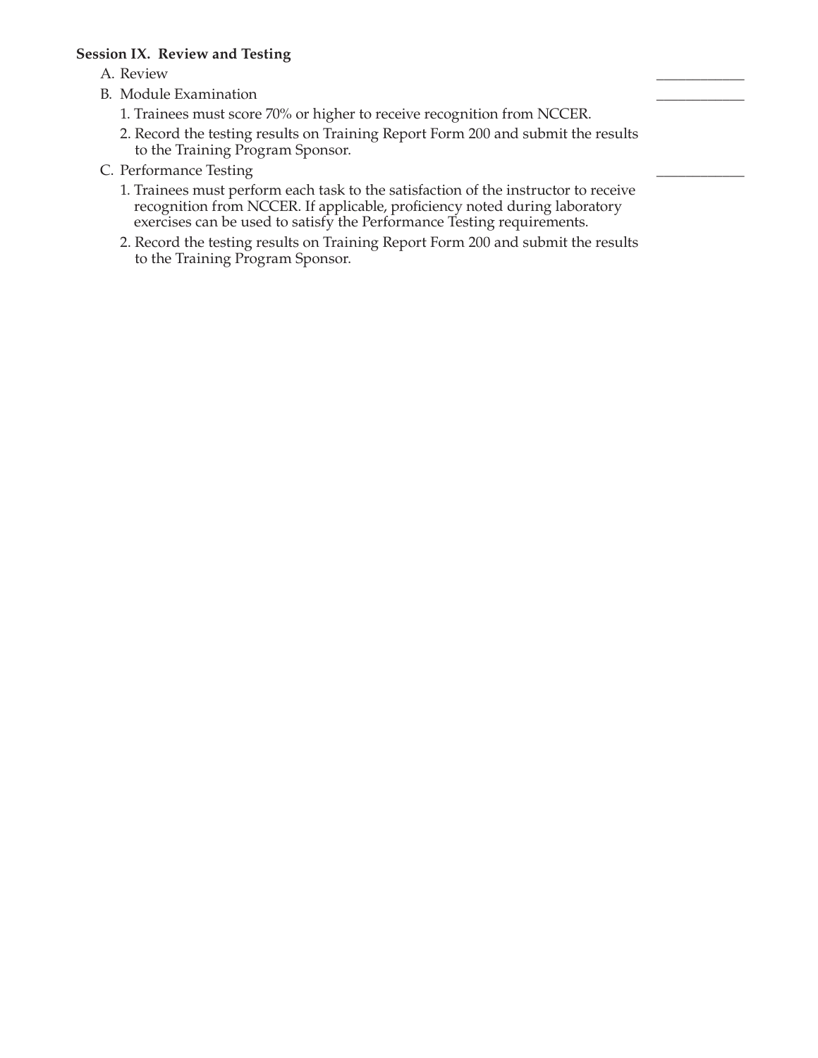**Session IX. Review and Testing**

A. Review ____________

B. Module Examination ____________

1. Trainees must score 70% or higher to receive recognition from NCCER.
2. Record the testing results on Training Report Form 200 and submit the results to the Training Program Sponsor.

C. Performance Testing ____________

1. Trainees must perform each task to the satisfaction of the instructor to receive recognition from NCCER. If applicable, proficiency noted during laboratory exercises can be used to satisfy the Performance Testing requirements.
2. Record the testing results on Training Report Form 200 and submit the results to the Training Program Sponsor.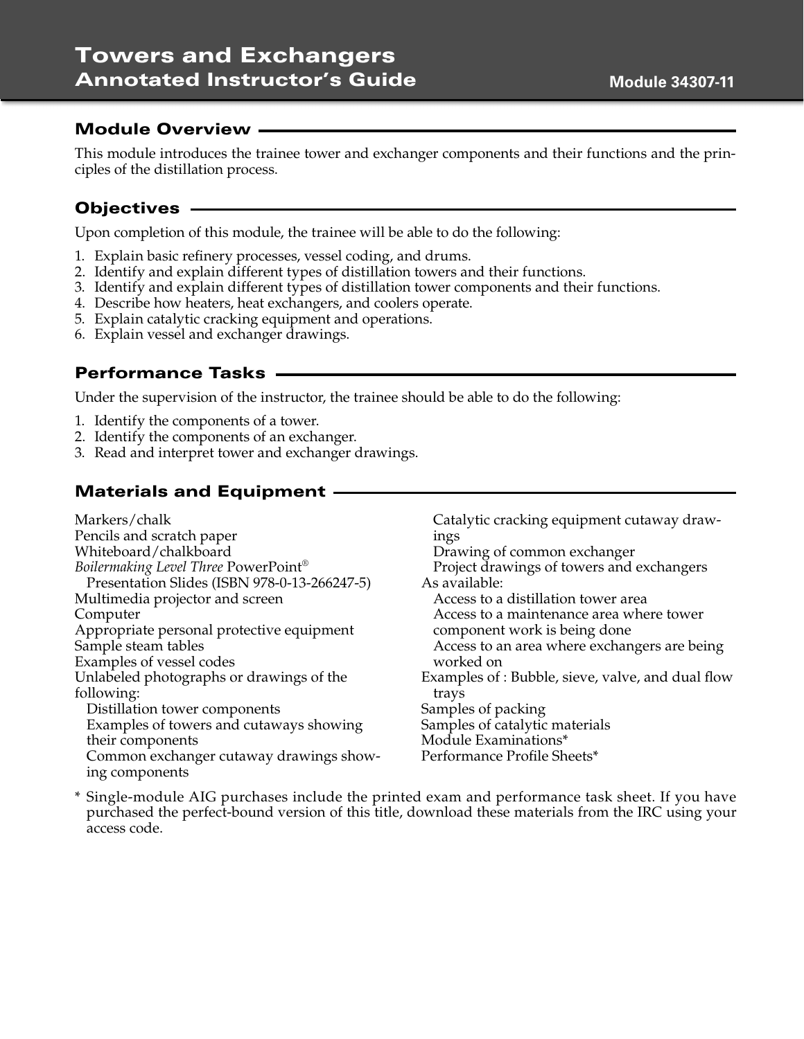# Towers and Exchangers
## Annotated Instructor's Guide

Module 34307-11

## Module Overview

This module introduces the trainee tower and exchanger components and their functions and the principles of the distillation process.

## Objectives

Upon completion of this module, the trainee will be able to do the following:

1. Explain basic refinery processes, vessel coding, and drums.
2. Identify and explain different types of distillation towers and their functions.
3. Identify and explain different types of distillation tower components and their functions.
4. Describe how heaters, heat exchangers, and coolers operate.
5. Explain catalytic cracking equipment and operations.
6. Explain vessel and exchanger drawings.

## Performance Tasks

Under the supervision of the instructor, the trainee should be able to do the following:

1. Identify the components of a tower.
2. Identify the components of an exchanger.
3. Read and interpret tower and exchanger drawings.

## Materials and Equipment

Markers/chalk
Pencils and scratch paper
Whiteboard/chalkboard
*Boilermaking Level Three* PowerPoint® Presentation Slides (ISBN 978-0-13-266247-5)
Multimedia projector and screen
Computer
Appropriate personal protective equipment
Sample steam tables
Examples of vessel codes
Unlabeled photographs or drawings of the following:
- Distillation tower components
- Examples of towers and cutaways showing their components
- Common exchanger cutaway drawings showing components
- Catalytic cracking equipment cutaway drawings
- Drawing of common exchanger
- Project drawings of towers and exchangers

As available:
- Access to a distillation tower area
- Access to a maintenance area where tower component work is being done
- Access to an area where exchangers are being worked on

Examples of : Bubble, sieve, valve, and dual flow trays
Samples of packing
Samples of catalytic materials
Module Examinations*
Performance Profile Sheets*

\* Single-module AIG purchases include the printed exam and performance task sheet. If you have purchased the perfect-bound version of this title, download these materials from the IRC using your access code.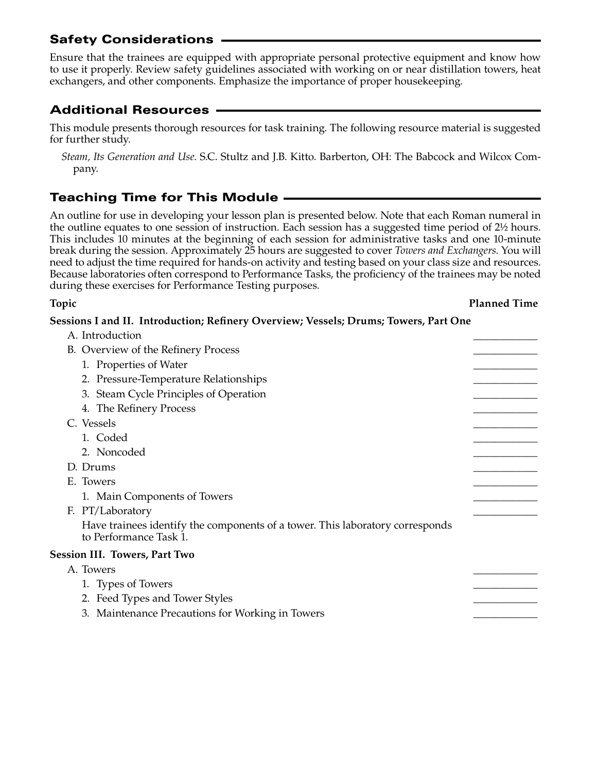## Safety Considerations

Ensure that the trainees are equipped with appropriate personal protective equipment and know how to use it properly. Review safety guidelines associated with working on or near distillation towers, heat exchangers, and other components. Emphasize the importance of proper housekeeping.

## Additional Resources

This module presents thorough resources for task training. The following resource material is suggested for further study.

*Steam, Its Generation and Use*. S.C. Stultz and J.B. Kitto. Barberton, OH: The Babcock and Wilcox Company.

## Teaching Time for This Module

An outline for use in developing your lesson plan is presented below. Note that each Roman numeral in the outline equates to one session of instruction. Each session has a suggested time period of 2½ hours. This includes 10 minutes at the beginning of each session for administrative tasks and one 10-minute break during the session. Approximately 25 hours are suggested to cover *Towers and Exchangers*. You will need to adjust the time required for hands-on activity and testing based on your class size and resources. Because laboratories often correspond to Performance Tasks, the proficiency of the trainees may be noted during these exercises for Performance Testing purposes.

| **Topic** | **Planned Time** |
|---|---|
| **Sessions I and II. Introduction; Refinery Overview; Vessels; Drums; Towers, Part One** | |
| A. Introduction | ____________ |
| B. Overview of the Refinery Process | ____________ |
| 1. Properties of Water | ____________ |
| 2. Pressure-Temperature Relationships | ____________ |
| 3. Steam Cycle Principles of Operation | ____________ |
| 4. The Refinery Process | ____________ |
| C. Vessels | ____________ |
| 1. Coded | ____________ |
| 2. Noncoded | ____________ |
| D. Drums | ____________ |
| E. Towers | ____________ |
| 1. Main Components of Towers | ____________ |
| F. PT/Laboratory | ____________ |
| Have trainees identify the components of a tower. This laboratory corresponds to Performance Task 1. | |
| **Session III. Towers, Part Two** | |
| A. Towers | ____________ |
| 1. Types of Towers | ____________ |
| 2. Feed Types and Tower Styles | ____________ |
| 3. Maintenance Precautions for Working in Towers | ____________ |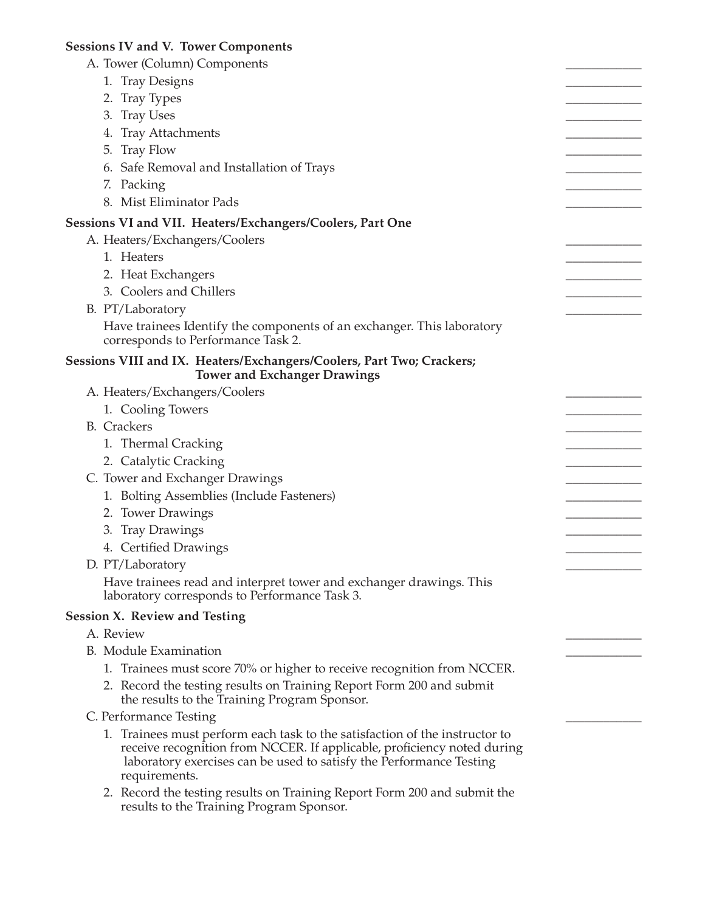**Sessions IV and V. Tower Components**

A. Tower (Column) Components ____________

1. Tray Designs ____________
2. Tray Types ____________
3. Tray Uses ____________
4. Tray Attachments ____________
5. Tray Flow ____________
6. Safe Removal and Installation of Trays ____________
7. Packing ____________
8. Mist Eliminator Pads ____________

**Sessions VI and VII. Heaters/Exchangers/Coolers, Part One**

A. Heaters/Exchangers/Coolers ____________

1. Heaters ____________
2. Heat Exchangers ____________
3. Coolers and Chillers ____________

B. PT/Laboratory ____________

Have trainees Identify the components of an exchanger. This laboratory corresponds to Performance Task 2.

**Sessions VIII and IX. Heaters/Exchangers/Coolers, Part Two; Crackers; Tower and Exchanger Drawings**

A. Heaters/Exchangers/Coolers ____________

1. Cooling Towers ____________

B. Crackers ____________

1. Thermal Cracking ____________
2. Catalytic Cracking ____________

C. Tower and Exchanger Drawings ____________

1. Bolting Assemblies (Include Fasteners) ____________
2. Tower Drawings ____________
3. Tray Drawings ____________
4. Certified Drawings ____________

D. PT/Laboratory ____________

Have trainees read and interpret tower and exchanger drawings. This laboratory corresponds to Performance Task 3.

**Session X. Review and Testing**

A. Review ____________

B. Module Examination ____________

1. Trainees must score 70% or higher to receive recognition from NCCER.
2. Record the testing results on Training Report Form 200 and submit the results to the Training Program Sponsor.

C. Performance Testing ____________

1. Trainees must perform each task to the satisfaction of the instructor to receive recognition from NCCER. If applicable, proficiency noted during laboratory exercises can be used to satisfy the Performance Testing requirements.
2. Record the testing results on Training Report Form 200 and submit the results to the Training Program Sponsor.